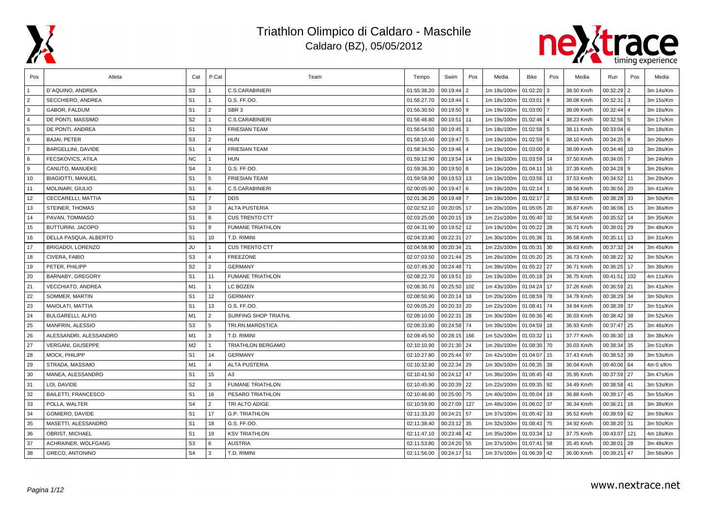# Triathlon Olimpico di Caldaro - Maschile

## Caldaro (BZ), 05/05/2012

| Pos | Atleta | Cat | P.Cat | Team | Tempo | Swim | Pos | Media | Bike | Pos | Media | Run | Pos | Media |
|---|---|---|---|---|---|---|---|---|---|---|---|---|---|---|
| 1 | D´AQUINO, ANDREA | S3 | 1 | C.S.CARABINIERI | 01:55:38.20 | 00:19:44 | 2 | 1m 18s/100m | 01:02:20 | 3 | 38.50 Km/h | 00:32:29 | 2 | 3m 14s/Km |
| 2 | SECCHIERO, ANDREA | S1 | 1 | G.S. FF.OO. | 01:56:27.70 | 00:19:44 | 1 | 1m 18s/100m | 01:03:01 | 9 | 38.08 Km/h | 00:32:31 | 3 | 3m 15s/Km |
| 3 | GABOR, FALDUM | S1 | 2 | SBR 3 | 01:56:30.50 | 00:19:50 | 9 | 1m 19s/100m | 01:03:00 | 7 | 38.09 Km/h | 00:32:44 | 4 | 3m 16s/Km |
| 4 | DE PONTI, MASSIMO | S2 | 1 | C.S.CARABINIERI | 01:56:46.80 | 00:19:51 | 11 | 1m 19s/100m | 01:02:46 | 4 | 38.23 Km/h | 00:32:56 | 5 | 3m 17s/Km |
| 5 | DE PONTI, ANDREA | S1 | 3 | FRIESIAN TEAM | 01:56:54.50 | 00:19:45 | 3 | 1m 18s/100m | 01:02:58 | 5 | 38.11 Km/h | 00:33:04 | 6 | 3m 18s/Km |
| 6 | BAJAI, PETER | S3 | 2 | HUN | 01:58:10.40 | 00:19:47 | 5 | 1m 19s/100m | 01:02:59 | 6 | 38.10 Km/h | 00:34:25 | 8 | 3m 26s/Km |
| 7 | BARGELLINI, DAVIDE | S1 | 4 | FRIESIAN TEAM | 01:58:34.50 | 00:19:46 | 4 | 1m 19s/100m | 01:03:00 | 8 | 38.09 Km/h | 00:34:46 | 10 | 3m 28s/Km |
| 8 | FECSKOVICS, ATILA | NC | 1 | HUN | 01:59:12.90 | 00:19:54 | 14 | 1m 19s/100m | 01:03:59 | 14 | 37.50 Km/h | 00:34:05 | 7 | 3m 24s/Km |
| 9 | CANUTO, MANUEKE | S4 | 1 | G.S. FF.OO. | 01:59:36.30 | 00:19:50 | 8 | 1m 19s/100m | 01:04:11 | 16 | 37.39 Km/h | 00:34:28 | 9 | 3m 26s/Km |
| 10 | BIAGIOTTI, MANUEL | S1 | 5 | FRIESIAN TEAM | 01:59:58.90 | 00:19:53 | 13 | 1m 19s/100m | 01:03:56 | 13 | 37.53 Km/h | 00:34:52 | 11 | 3m 29s/Km |
| 11 | MOLINARI, GIULIO | S1 | 6 | C.S.CARABINIERI | 02:00:05.90 | 00:19:47 | 6 | 1m 19s/100m | 01:02:14 | 1 | 38.56 Km/h | 00:36:56 | 20 | 3m 41s/Km |
| 12 | CECCARELLI, MATTIA | S1 | 7 | DDS | 02:01:36.20 | 00:19:48 | 7 | 1m 19s/100m | 01:02:17 | 2 | 38.53 Km/h | 00:38:28 | 33 | 3m 50s/Km |
| 13 | STEINER, THOMAS | S3 | 3 | ALTA PUSTERIA | 02:02:52.10 | 00:20:05 | 17 | 1m 20s/100m | 01:05:05 | 20 | 36.87 Km/h | 00:36:06 | 15 | 3m 36s/Km |
| 14 | PAVAN, TOMMASO | S1 | 8 | CUS TRENTO CTT | 02:03:25.00 | 00:20:15 | 19 | 1m 21s/100m | 01:05:40 | 32 | 36.54 Km/h | 00:35:52 | 14 | 3m 35s/Km |
| 15 | BUTTURINI, JACOPO | S1 | 9 | FUMANE TRIATHLON | 02:04:31.90 | 00:19:52 | 12 | 1m 19s/100m | 01:05:22 | 28 | 36.71 Km/h | 00:38:01 | 29 | 3m 48s/Km |
| 16 | DELLA PASQUA, ALBERTO | S1 | 10 | T.D. RIMINI | 02:04:33.80 | 00:22:31 | 27 | 1m 30s/100m | 01:05:36 | 31 | 36.58 Km/h | 00:35:11 | 13 | 3m 31s/Km |
| 17 | BRIGADOI, LORENZO | JU | 1 | CUS TRENTO CTT | 02:04:58.90 | 00:20:34 | 21 | 1m 22s/100m | 01:05:31 | 30 | 36.63 Km/h | 00:37:32 | 24 | 3m 45s/Km |
| 18 | CIVERA, FABIO | S3 | 4 | FREEZONE | 02:07:03.50 | 00:21:44 | 25 | 1m 26s/100m | 01:05:20 | 25 | 36.73 Km/h | 00:38:22 | 32 | 3m 50s/Km |
| 19 | PETER, PHILIPP | S2 | 2 | GERMANY | 02:07:49.30 | 00:24:48 | 71 | 1m 39s/100m | 01:05:22 | 27 | 36.71 Km/h | 00:36:25 | 17 | 3m 38s/Km |
| 20 | BARNABY, GREGORY | S1 | 11 | FUMANE TRIATHLON | 02:08:22.70 | 00:19:51 | 10 | 1m 19s/100m | 01:05:18 | 24 | 36.75 Km/h | 00:41:51 | 102 | 4m 11s/Km |
| 21 | VECCHIATO, ANDREA | M1 | 1 | LC BOZEN | 02:08:30.70 | 00:25:50 | 102 | 1m 43s/100m | 01:04:24 | 17 | 37.26 Km/h | 00:36:59 | 21 | 3m 41s/Km |
| 22 | SOMMER, MARTIN | S1 | 12 | GERMANY | 02:08:50.90 | 00:20:14 | 18 | 1m 20s/100m | 01:08:59 | 78 | 34.79 Km/h | 00:38:29 | 34 | 3m 50s/Km |
| 23 | MAIOLATI, MATTIA | S1 | 13 | G.S. FF.OO. | 02:09:05.20 | 00:20:33 | 20 | 1m 22s/100m | 01:08:41 | 74 | 34.94 Km/h | 00:38:39 | 37 | 3m 51s/Km |
| 24 | BULGARELLI, ALFIO | M1 | 2 | SURFING SHOP TRIATHL | 02:09:10.00 | 00:22:31 | 28 | 1m 30s/100m | 01:06:36 | 40 | 36.03 Km/h | 00:38:42 | 38 | 3m 52s/Km |
| 25 | MANFRIN, ALESSIO | S3 | 5 | TRI.RN.MAROSTICA | 02:09:33.80 | 00:24:58 | 74 | 1m 39s/100m | 01:04:59 | 18 | 36.93 Km/h | 00:37:47 | 25 | 3m 46s/Km |
| 26 | ALESSANDRI, ALESSANDRO | M1 | 3 | T.D. RIMINI | 02:09:45.50 | 00:28:15 | 166 | 1m 52s/100m | 01:03:32 | 11 | 37.77 Km/h | 00:36:30 | 18 | 3m 38s/Km |
| 27 | VERGANI, GIUSEPPE | M2 | 1 | TRIATHLON BERGAMO | 02:10:10.90 | 00:21:30 | 24 | 1m 26s/100m | 01:08:30 | 70 | 35.03 Km/h | 00:38:34 | 35 | 3m 51s/Km |
| 28 | MOCK, PHILIPP | S1 | 14 | GERMANY | 02:10:27.80 | 00:25:44 | 97 | 1m 42s/100m | 01:04:07 | 15 | 37.43 Km/h | 00:38:53 | 39 | 3m 53s/Km |
| 29 | STRADA, MASSIMO | M1 | 4 | ALTA PUSTERIA | 02:10:32.80 | 00:22:34 | 29 | 1m 30s/100m | 01:06:35 | 39 | 36.04 Km/h | 00:40:06 | 64 | 4m 0 s/Km |
| 30 | MANEA, ALESSANDRO | S1 | 15 | A3 | 02:10:41.50 | 00:24:12 | 47 | 1m 36s/100m | 01:06:45 | 43 | 35.95 Km/h | 00:37:59 | 27 | 3m 47s/Km |
| 31 | LOI, DAVIDE | S2 | 3 | FUMANE TRIATHLON | 02:10:45.90 | 00:20:39 | 22 | 1m 22s/100m | 01:09:35 | 92 | 34.49 Km/h | 00:38:58 | 41 | 3m 53s/Km |
| 32 | BAILETTI, FRANCESCO | S1 | 16 | PESARO TRIATHLON | 02:10:46.80 | 00:25:00 | 75 | 1m 40s/100m | 01:05:04 | 19 | 36.88 Km/h | 00:39:17 | 45 | 3m 55s/Km |
| 33 | POLLA, WALTER | S4 | 2 | TRI ALTO ADIGE | 02:10:59.90 | 00:27:09 | 127 | 1m 48s/100m | 01:06:02 | 37 | 36.34 Km/h | 00:36:21 | 16 | 3m 38s/Km |
| 34 | GOMIERO, DAVIDE | S1 | 17 | G.P. TRIATHLON | 02:11:33.20 | 00:24:21 | 57 | 1m 37s/100m | 01:05:42 | 33 | 36.52 Km/h | 00:39:59 | 62 | 3m 59s/Km |
| 35 | MASETTI, ALESSANDRO | S1 | 18 | G.S. FF.OO. | 02:11:38.40 | 00:23:12 | 35 | 1m 32s/100m | 01:08:43 | 75 | 34.92 Km/h | 00:38:20 | 31 | 3m 50s/Km |
| 36 | OBRIST, MICHAEL | S1 | 19 | KSV TRIATHLON | 02:11:47.10 | 00:23:48 | 42 | 1m 35s/100m | 01:03:34 | 12 | 37.75 Km/h | 00:43:07 | 121 | 4m 18s/Km |
| 37 | ACHRAINER, WOLFGANG | S3 | 6 | AUSTRIA | 02:11:53.80 | 00:24:20 | 55 | 1m 37s/100m | 01:07:41 | 58 | 35.45 Km/h | 00:38:01 | 28 | 3m 48s/Km |
| 38 | GRECO, ANTONINO | S4 | 3 | T.D. RIMINI | 02:11:56.00 | 00:24:17 | 51 | 1m 37s/100m | 01:06:39 | 42 | 36.00 Km/h | 00:39:21 | 47 | 3m 56s/Km |

www.nextrace.net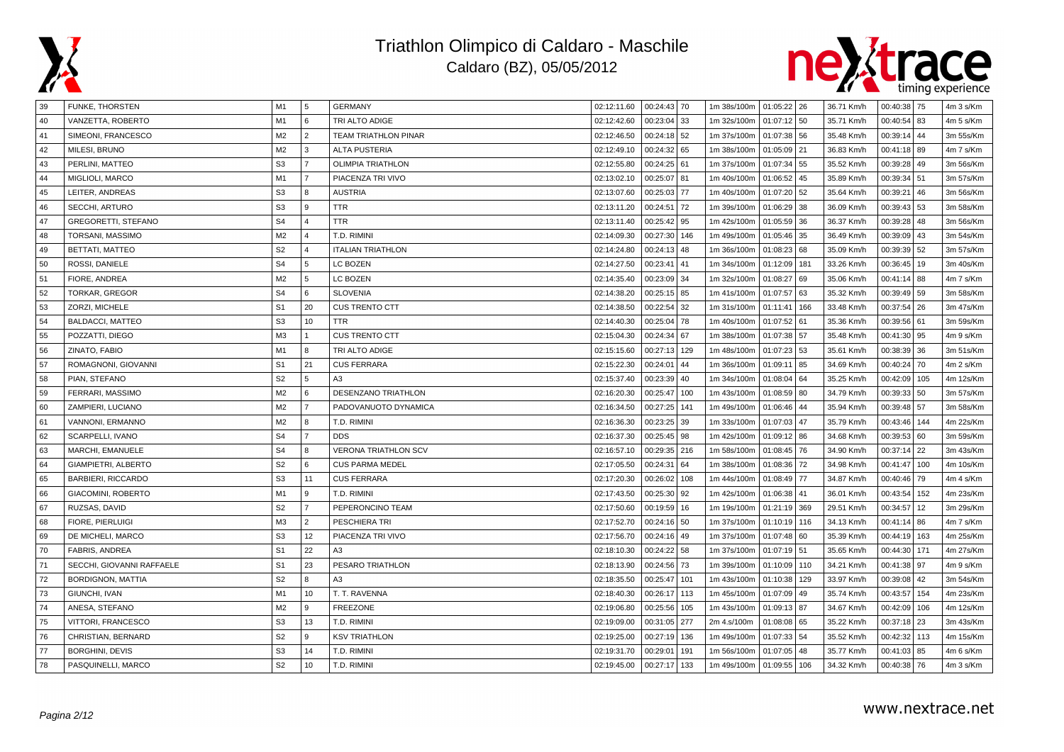# Triathlon Olimpico di Caldaro - Maschile

Caldaro (BZ), 05/05/2012

| | | | | | | | | | | | | | | |
|---|---|---|---|---|---|---|---|---|---|---|---|---|---|---|
| 39 | FUNKE, THORSTEN | M1 | 5 | GERMANY | 02:12:11.60 | 00:24:43 | 70 | 1m 38s/100m | 01:05:22 | 26 | 36.71 Km/h | 00:40:38 | 75 | 4m 3 s/Km |
| 40 | VANZETTA, ROBERTO | M1 | 6 | TRI ALTO ADIGE | 02:12:42.60 | 00:23:04 | 33 | 1m 32s/100m | 01:07:12 | 50 | 35.71 Km/h | 00:40:54 | 83 | 4m 5 s/Km |
| 41 | SIMEONI, FRANCESCO | M2 | 2 | TEAM TRIATHLON PINAR | 02:12:46.50 | 00:24:18 | 52 | 1m 37s/100m | 01:07:38 | 56 | 35.48 Km/h | 00:39:14 | 44 | 3m 55s/Km |
| 42 | MILESI, BRUNO | M2 | 3 | ALTA PUSTERIA | 02:12:49.10 | 00:24:32 | 65 | 1m 38s/100m | 01:05:09 | 21 | 36.83 Km/h | 00:41:18 | 89 | 4m 7 s/Km |
| 43 | PERLINI, MATTEO | S3 | 7 | OLIMPIA TRIATHLON | 02:12:55.80 | 00:24:25 | 61 | 1m 37s/100m | 01:07:34 | 55 | 35.52 Km/h | 00:39:28 | 49 | 3m 56s/Km |
| 44 | MIGLIOLI, MARCO | M1 | 7 | PIACENZA TRI VIVO | 02:13:02.10 | 00:25:07 | 81 | 1m 40s/100m | 01:06:52 | 45 | 35.89 Km/h | 00:39:34 | 51 | 3m 57s/Km |
| 45 | LEITER, ANDREAS | S3 | 8 | AUSTRIA | 02:13:07.60 | 00:25:03 | 77 | 1m 40s/100m | 01:07:20 | 52 | 35.64 Km/h | 00:39:21 | 46 | 3m 56s/Km |
| 46 | SECCHI, ARTURO | S3 | 9 | TTR | 02:13:11.20 | 00:24:51 | 72 | 1m 39s/100m | 01:06:29 | 38 | 36.09 Km/h | 00:39:43 | 53 | 3m 58s/Km |
| 47 | GREGORETTI, STEFANO | S4 | 4 | TTR | 02:13:11.40 | 00:25:42 | 95 | 1m 42s/100m | 01:05:59 | 36 | 36.37 Km/h | 00:39:28 | 48 | 3m 56s/Km |
| 48 | TORSANI, MASSIMO | M2 | 4 | T.D. RIMINI | 02:14:09.30 | 00:27:30 | 146 | 1m 49s/100m | 01:05:46 | 35 | 36.49 Km/h | 00:39:09 | 43 | 3m 54s/Km |
| 49 | BETTATI, MATTEO | S2 | 4 | ITALIAN TRIATHLON | 02:14:24.80 | 00:24:13 | 48 | 1m 36s/100m | 01:08:23 | 68 | 35.09 Km/h | 00:39:39 | 52 | 3m 57s/Km |
| 50 | ROSSI, DANIELE | S4 | 5 | LC BOZEN | 02:14:27.50 | 00:23:41 | 41 | 1m 34s/100m | 01:12:09 | 181 | 33.26 Km/h | 00:36:45 | 19 | 3m 40s/Km |
| 51 | FIORE, ANDREA | M2 | 5 | LC BOZEN | 02:14:35.40 | 00:23:09 | 34 | 1m 32s/100m | 01:08:27 | 69 | 35.06 Km/h | 00:41:14 | 88 | 4m 7 s/Km |
| 52 | TORKAR, GREGOR | S4 | 6 | SLOVENIA | 02:14:38.20 | 00:25:15 | 85 | 1m 41s/100m | 01:07:57 | 63 | 35.32 Km/h | 00:39:49 | 59 | 3m 58s/Km |
| 53 | ZORZI, MICHELE | S1 | 20 | CUS TRENTO CTT | 02:14:38.50 | 00:22:54 | 32 | 1m 31s/100m | 01:11:41 | 166 | 33.48 Km/h | 00:37:54 | 26 | 3m 47s/Km |
| 54 | BALDACCI, MATTEO | S3 | 10 | TTR | 02:14:40.30 | 00:25:04 | 78 | 1m 40s/100m | 01:07:52 | 61 | 35.36 Km/h | 00:39:56 | 61 | 3m 59s/Km |
| 55 | POZZATTI, DIEGO | M3 | 1 | CUS TRENTO CTT | 02:15:04.30 | 00:24:34 | 67 | 1m 38s/100m | 01:07:38 | 57 | 35.48 Km/h | 00:41:30 | 95 | 4m 9 s/Km |
| 56 | ZINATO, FABIO | M1 | 8 | TRI ALTO ADIGE | 02:15:15.60 | 00:27:13 | 129 | 1m 48s/100m | 01:07:23 | 53 | 35.61 Km/h | 00:38:39 | 36 | 3m 51s/Km |
| 57 | ROMAGNONI, GIOVANNI | S1 | 21 | CUS FERRARA | 02:15:22.30 | 00:24:01 | 44 | 1m 36s/100m | 01:09:11 | 85 | 34.69 Km/h | 00:40:24 | 70 | 4m 2 s/Km |
| 58 | PIAN, STEFANO | S2 | 5 | A3 | 02:15:37.40 | 00:23:39 | 40 | 1m 34s/100m | 01:08:04 | 64 | 35.25 Km/h | 00:42:09 | 105 | 4m 12s/Km |
| 59 | FERRARI, MASSIMO | M2 | 6 | DESENZANO TRIATHLON | 02:16:20.30 | 00:25:47 | 100 | 1m 43s/100m | 01:08:59 | 80 | 34.79 Km/h | 00:39:33 | 50 | 3m 57s/Km |
| 60 | ZAMPIERI, LUCIANO | M2 | 7 | PADOVANUOTO DYNAMICA | 02:16:34.50 | 00:27:25 | 141 | 1m 49s/100m | 01:06:46 | 44 | 35.94 Km/h | 00:39:48 | 57 | 3m 58s/Km |
| 61 | VANNONI, ERMANNO | M2 | 8 | T.D. RIMINI | 02:16:36.30 | 00:23:25 | 39 | 1m 33s/100m | 01:07:03 | 47 | 35.79 Km/h | 00:43:46 | 144 | 4m 22s/Km |
| 62 | SCARPELLI, IVANO | S4 | 7 | DDS | 02:16:37.30 | 00:25:45 | 98 | 1m 42s/100m | 01:09:12 | 86 | 34.68 Km/h | 00:39:53 | 60 | 3m 59s/Km |
| 63 | MARCHI, EMANUELE | S4 | 8 | VERONA TRIATHLON SCV | 02:16:57.10 | 00:29:35 | 216 | 1m 58s/100m | 01:08:45 | 76 | 34.90 Km/h | 00:37:14 | 22 | 3m 43s/Km |
| 64 | GIAMPIETRI, ALBERTO | S2 | 6 | CUS PARMA MEDEL | 02:17:05.50 | 00:24:31 | 64 | 1m 38s/100m | 01:08:36 | 72 | 34.98 Km/h | 00:41:47 | 100 | 4m 10s/Km |
| 65 | BARBIERI, RICCARDO | S3 | 11 | CUS FERRARA | 02:17:20.30 | 00:26:02 | 108 | 1m 44s/100m | 01:08:49 | 77 | 34.87 Km/h | 00:40:46 | 79 | 4m 4 s/Km |
| 66 | GIACOMINI, ROBERTO | M1 | 9 | T.D. RIMINI | 02:17:43.50 | 00:25:30 | 92 | 1m 42s/100m | 01:06:38 | 41 | 36.01 Km/h | 00:43:54 | 152 | 4m 23s/Km |
| 67 | RUZSAS, DAVID | S2 | 7 | PEPERONCINO TEAM | 02:17:50.60 | 00:19:59 | 16 | 1m 19s/100m | 01:21:19 | 369 | 29.51 Km/h | 00:34:57 | 12 | 3m 29s/Km |
| 68 | FIORE, PIERLUIGI | M3 | 2 | PESCHIERA TRI | 02:17:52.70 | 00:24:16 | 50 | 1m 37s/100m | 01:10:19 | 116 | 34.13 Km/h | 00:41:14 | 86 | 4m 7 s/Km |
| 69 | DE MICHELI, MARCO | S3 | 12 | PIACENZA TRI VIVO | 02:17:56.70 | 00:24:16 | 49 | 1m 37s/100m | 01:07:48 | 60 | 35.39 Km/h | 00:44:19 | 163 | 4m 25s/Km |
| 70 | FABRIS, ANDREA | S1 | 22 | A3 | 02:18:10.30 | 00:24:22 | 58 | 1m 37s/100m | 01:07:19 | 51 | 35.65 Km/h | 00:44:30 | 171 | 4m 27s/Km |
| 71 | SECCHI, GIOVANNI RAFFAELE | S1 | 23 | PESARO TRIATHLON | 02:18:13.90 | 00:24:56 | 73 | 1m 39s/100m | 01:10:09 | 110 | 34.21 Km/h | 00:41:38 | 97 | 4m 9 s/Km |
| 72 | BORDIGNON, MATTIA | S2 | 8 | A3 | 02:18:35.50 | 00:25:47 | 101 | 1m 43s/100m | 01:10:38 | 129 | 33.97 Km/h | 00:39:08 | 42 | 3m 54s/Km |
| 73 | GIUNCHI, IVAN | M1 | 10 | T. T. RAVENNA | 02:18:40.30 | 00:26:17 | 113 | 1m 45s/100m | 01:07:09 | 49 | 35.74 Km/h | 00:43:57 | 154 | 4m 23s/Km |
| 74 | ANESA, STEFANO | M2 | 9 | FREEZONE | 02:19:06.80 | 00:25:56 | 105 | 1m 43s/100m | 01:09:13 | 87 | 34.67 Km/h | 00:42:09 | 106 | 4m 12s/Km |
| 75 | VITTORI, FRANCESCO | S3 | 13 | T.D. RIMINI | 02:19:09.00 | 00:31:05 | 277 | 2m 4.s/100m | 01:08:08 | 65 | 35.22 Km/h | 00:37:18 | 23 | 3m 43s/Km |
| 76 | CHRISTIAN, BERNARD | S2 | 9 | KSV TRIATHLON | 02:19:25.00 | 00:27:19 | 136 | 1m 49s/100m | 01:07:33 | 54 | 35.52 Km/h | 00:42:32 | 113 | 4m 15s/Km |
| 77 | BORGHINI, DEVIS | S3 | 14 | T.D. RIMINI | 02:19:31.70 | 00:29:01 | 191 | 1m 56s/100m | 01:07:05 | 48 | 35.77 Km/h | 00:41:03 | 85 | 4m 6 s/Km |
| 78 | PASQUINELLI, MARCO | S2 | 10 | T.D. RIMINI | 02:19:45.00 | 00:27:17 | 133 | 1m 49s/100m | 01:09:55 | 106 | 34.32 Km/h | 00:40:38 | 76 | 4m 3 s/Km |

www.nextrace.net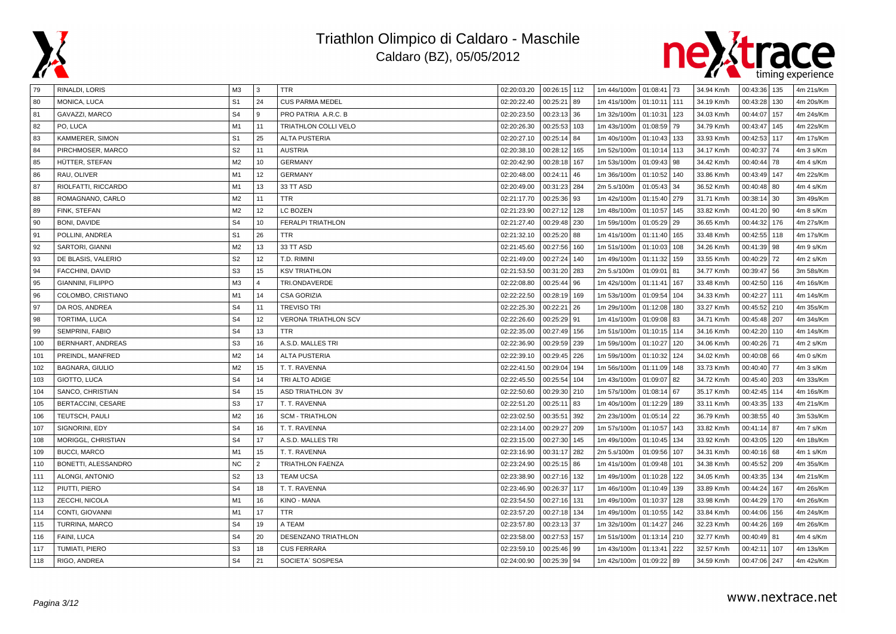# Triathlon Olimpico di Caldaro - Maschile

## Caldaro (BZ), 05/05/2012

| | | | | | | | | | | | | | | | |
|---|---|---|---|---|---|---|---|---|---|---|---|---|---|---|---|
| 79 | RINALDI, LORIS | M3 | 3 | TTR | 02:20:03.20 | 00:26:15 | 112 | 1m 44s/100m | 01:08:41 | 73 | 34.94 Km/h | 00:43:36 | 135 | 4m 21s/Km |
| 80 | MONICA, LUCA | S1 | 24 | CUS PARMA MEDEL | 02:20:22.40 | 00:25:21 | 89 | 1m 41s/100m | 01:10:11 | 111 | 34.19 Km/h | 00:43:28 | 130 | 4m 20s/Km |
| 81 | GAVAZZI, MARCO | S4 | 9 | PRO PATRIA A.R.C. B | 02:20:23.50 | 00:23:13 | 36 | 1m 32s/100m | 01:10:31 | 123 | 34.03 Km/h | 00:44:07 | 157 | 4m 24s/Km |
| 82 | PO, LUCA | M1 | 11 | TRIATHLON COLLI VELO | 02:20:26.30 | 00:25:53 | 103 | 1m 43s/100m | 01:08:59 | 79 | 34.79 Km/h | 00:43:47 | 145 | 4m 22s/Km |
| 83 | KAMMERER, SIMON | S1 | 25 | ALTA PUSTERIA | 02:20:27.10 | 00:25:14 | 84 | 1m 40s/100m | 01:10:43 | 133 | 33.93 Km/h | 00:42:53 | 117 | 4m 17s/Km |
| 84 | PIRCHMOSER, MARCO | S2 | 11 | AUSTRIA | 02:20:38.10 | 00:28:12 | 165 | 1m 52s/100m | 01:10:14 | 113 | 34.17 Km/h | 00:40:37 | 74 | 4m 3 s/Km |
| 85 | HÜTTER, STEFAN | M2 | 10 | GERMANY | 02:20:42.90 | 00:28:18 | 167 | 1m 53s/100m | 01:09:43 | 98 | 34.42 Km/h | 00:40:44 | 78 | 4m 4 s/Km |
| 86 | RAU, OLIVER | M1 | 12 | GERMANY | 02:20:48.00 | 00:24:11 | 46 | 1m 36s/100m | 01:10:52 | 140 | 33.86 Km/h | 00:43:49 | 147 | 4m 22s/Km |
| 87 | RIOLFATTI, RICCARDO | M1 | 13 | 33 TT ASD | 02:20:49.00 | 00:31:23 | 284 | 2m 5.s/100m | 01:05:43 | 34 | 36.52 Km/h | 00:40:48 | 80 | 4m 4 s/Km |
| 88 | ROMAGNANO, CARLO | M2 | 11 | TTR | 02:21:17.70 | 00:25:36 | 93 | 1m 42s/100m | 01:15:40 | 279 | 31.71 Km/h | 00:38:14 | 30 | 3m 49s/Km |
| 89 | FINK, STEFAN | M2 | 12 | LC BOZEN | 02:21:23.90 | 00:27:12 | 128 | 1m 48s/100m | 01:10:57 | 145 | 33.82 Km/h | 00:41:20 | 90 | 4m 8 s/Km |
| 90 | BONI, DAVIDE | S4 | 10 | FERALPI TRIATHLON | 02:21:27.40 | 00:29:48 | 230 | 1m 59s/100m | 01:05:29 | 29 | 36.65 Km/h | 00:44:32 | 176 | 4m 27s/Km |
| 91 | POLLINI, ANDREA | S1 | 26 | TTR | 02:21:32.10 | 00:25:20 | 88 | 1m 41s/100m | 01:11:40 | 165 | 33.48 Km/h | 00:42:55 | 118 | 4m 17s/Km |
| 92 | SARTORI, GIANNI | M2 | 13 | 33 TT ASD | 02:21:45.60 | 00:27:56 | 160 | 1m 51s/100m | 01:10:03 | 108 | 34.26 Km/h | 00:41:39 | 98 | 4m 9 s/Km |
| 93 | DE BLASIS, VALERIO | S2 | 12 | T.D. RIMINI | 02:21:49.00 | 00:27:24 | 140 | 1m 49s/100m | 01:11:32 | 159 | 33.55 Km/h | 00:40:29 | 72 | 4m 2 s/Km |
| 94 | FACCHINI, DAVID | S3 | 15 | KSV TRIATHLON | 02:21:53.50 | 00:31:20 | 283 | 2m 5.s/100m | 01:09:01 | 81 | 34.77 Km/h | 00:39:47 | 56 | 3m 58s/Km |
| 95 | GIANNINI, FILIPPO | M3 | 4 | TRI.ONDAVERDE | 02:22:08.80 | 00:25:44 | 96 | 1m 42s/100m | 01:11:41 | 167 | 33.48 Km/h | 00:42:50 | 116 | 4m 16s/Km |
| 96 | COLOMBO, CRISTIANO | M1 | 14 | CSA GORIZIA | 02:22:22.50 | 00:28:19 | 169 | 1m 53s/100m | 01:09:54 | 104 | 34.33 Km/h | 00:42:27 | 111 | 4m 14s/Km |
| 97 | DA ROS, ANDREA | S4 | 11 | TREVISO TRI | 02:22:25.30 | 00:22:21 | 26 | 1m 29s/100m | 01:12:08 | 180 | 33.27 Km/h | 00:45:52 | 210 | 4m 35s/Km |
| 98 | TORTIMA, LUCA | S4 | 12 | VERONA TRIATHLON SCV | 02:22:26.60 | 00:25:29 | 91 | 1m 41s/100m | 01:09:08 | 83 | 34.71 Km/h | 00:45:48 | 207 | 4m 34s/Km |
| 99 | SEMPRINI, FABIO | S4 | 13 | TTR | 02:22:35.00 | 00:27:49 | 156 | 1m 51s/100m | 01:10:15 | 114 | 34.16 Km/h | 00:42:20 | 110 | 4m 14s/Km |
| 100 | BERNHART, ANDREAS | S3 | 16 | A.S.D. MALLES TRI | 02:22:36.90 | 00:29:59 | 239 | 1m 59s/100m | 01:10:27 | 120 | 34.06 Km/h | 00:40:26 | 71 | 4m 2 s/Km |
| 101 | PREINDL, MANFRED | M2 | 14 | ALTA PUSTERIA | 02:22:39.10 | 00:29:45 | 226 | 1m 59s/100m | 01:10:32 | 124 | 34.02 Km/h | 00:40:08 | 66 | 4m 0 s/Km |
| 102 | BAGNARA, GIULIO | M2 | 15 | T. T. RAVENNA | 02:22:41.50 | 00:29:04 | 194 | 1m 56s/100m | 01:11:09 | 148 | 33.73 Km/h | 00:40:40 | 77 | 4m 3 s/Km |
| 103 | GIOTTO, LUCA | S4 | 14 | TRI ALTO ADIGE | 02:22:45.50 | 00:25:54 | 104 | 1m 43s/100m | 01:09:07 | 82 | 34.72 Km/h | 00:45:40 | 203 | 4m 33s/Km |
| 104 | SANCO, CHRISTIAN | S4 | 15 | ASD TRIATHLON 3V | 02:22:50.60 | 00:29:30 | 210 | 1m 57s/100m | 01:08:14 | 67 | 35.17 Km/h | 00:42:45 | 114 | 4m 16s/Km |
| 105 | BERTACCINI, CESARE | S3 | 17 | T. T. RAVENNA | 02:22:51.20 | 00:25:11 | 83 | 1m 40s/100m | 01:12:29 | 189 | 33.11 Km/h | 00:43:35 | 133 | 4m 21s/Km |
| 106 | TEUTSCH, PAULI | M2 | 16 | SCM - TRIATHLON | 02:23:02.50 | 00:35:51 | 392 | 2m 23s/100m | 01:05:14 | 22 | 36.79 Km/h | 00:38:55 | 40 | 3m 53s/Km |
| 107 | SIGNORINI, EDY | S4 | 16 | T. T. RAVENNA | 02:23:14.00 | 00:29:27 | 209 | 1m 57s/100m | 01:10:57 | 143 | 33.82 Km/h | 00:41:14 | 87 | 4m 7 s/Km |
| 108 | MORIGGL, CHRISTIAN | S4 | 17 | A.S.D. MALLES TRI | 02:23:15.00 | 00:27:30 | 145 | 1m 49s/100m | 01:10:45 | 134 | 33.92 Km/h | 00:43:05 | 120 | 4m 18s/Km |
| 109 | BUCCI, MARCO | M1 | 15 | T. T. RAVENNA | 02:23:16.90 | 00:31:17 | 282 | 2m 5.s/100m | 01:09:56 | 107 | 34.31 Km/h | 00:40:16 | 68 | 4m 1 s/Km |
| 110 | BONETTI, ALESSANDRO | NC | 2 | TRIATHLON FAENZA | 02:23:24.90 | 00:25:15 | 86 | 1m 41s/100m | 01:09:48 | 101 | 34.38 Km/h | 00:45:52 | 209 | 4m 35s/Km |
| 111 | ALONGI, ANTONIO | S2 | 13 | TEAM UCSA | 02:23:38.90 | 00:27:16 | 132 | 1m 49s/100m | 01:10:28 | 122 | 34.05 Km/h | 00:43:35 | 134 | 4m 21s/Km |
| 112 | PIUTTI, PIERO | S4 | 18 | T. T. RAVENNA | 02:23:46.90 | 00:26:37 | 117 | 1m 46s/100m | 01:10:49 | 139 | 33.89 Km/h | 00:44:24 | 167 | 4m 26s/Km |
| 113 | ZECCHI, NICOLA | M1 | 16 | KINO - MANA | 02:23:54.50 | 00:27:16 | 131 | 1m 49s/100m | 01:10:37 | 128 | 33.98 Km/h | 00:44:29 | 170 | 4m 26s/Km |
| 114 | CONTI, GIOVANNI | M1 | 17 | TTR | 02:23:57.20 | 00:27:18 | 134 | 1m 49s/100m | 01:10:55 | 142 | 33.84 Km/h | 00:44:06 | 156 | 4m 24s/Km |
| 115 | TURRINA, MARCO | S4 | 19 | A TEAM | 02:23:57.80 | 00:23:13 | 37 | 1m 32s/100m | 01:14:27 | 246 | 32.23 Km/h | 00:44:26 | 169 | 4m 26s/Km |
| 116 | FAINI, LUCA | S4 | 20 | DESENZANO TRIATHLON | 02:23:58.00 | 00:27:53 | 157 | 1m 51s/100m | 01:13:14 | 210 | 32.77 Km/h | 00:40:49 | 81 | 4m 4 s/Km |
| 117 | TUMIATI, PIERO | S3 | 18 | CUS FERRARA | 02:23:59.10 | 00:25:46 | 99 | 1m 43s/100m | 01:13:41 | 222 | 32.57 Km/h | 00:42:11 | 107 | 4m 13s/Km |
| 118 | RIGO, ANDREA | S4 | 21 | SOCIETA´ SOSPESA | 02:24:00.90 | 00:25:39 | 94 | 1m 42s/100m | 01:09:22 | 89 | 34.59 Km/h | 00:47:06 | 247 | 4m 42s/Km |

www.nextrace.net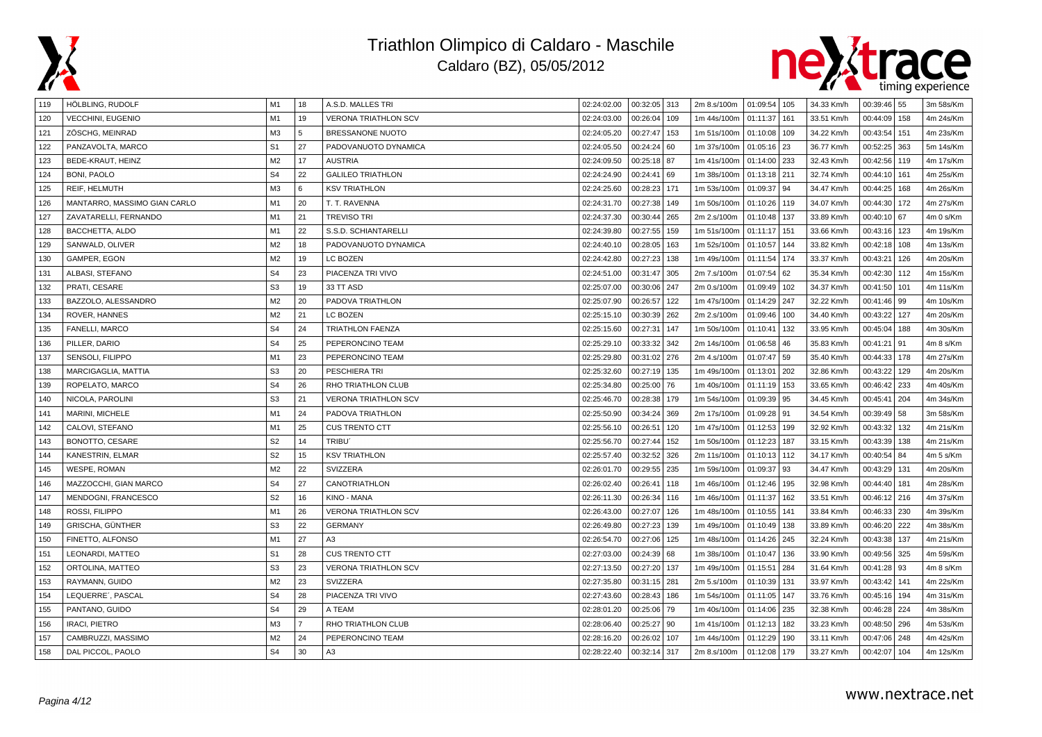# Triathlon Olimpico di Caldaro - Maschile

## Caldaro (BZ), 05/05/2012

| | | | | | | | | | | | | | | | |
|---|---|---|---|---|---|---|---|---|---|---|---|---|---|---|---|
| 119 | HÖLBLING, RUDOLF | M1 | 18 | A.S.D. MALLES TRI | 02:24:02.00 | 00:32:05 | 313 | 2m 8.s/100m | 01:09:54 | 105 | 34.33 Km/h | 00:39:46 | 55 | 3m 58s/Km |
| 120 | VECCHINI, EUGENIO | M1 | 19 | VERONA TRIATHLON SCV | 02:24:03.00 | 00:26:04 | 109 | 1m 44s/100m | 01:11:37 | 161 | 33.51 Km/h | 00:44:09 | 158 | 4m 24s/Km |
| 121 | ZÖSCHG, MEINRAD | M3 | 5 | BRESSANONE NUOTO | 02:24:05.20 | 00:27:47 | 153 | 1m 51s/100m | 01:10:08 | 109 | 34.22 Km/h | 00:43:54 | 151 | 4m 23s/Km |
| 122 | PANZAVOLTA, MARCO | S1 | 27 | PADOVANUOTO DYNAMICA | 02:24:05.50 | 00:24:24 | 60 | 1m 37s/100m | 01:05:16 | 23 | 36.77 Km/h | 00:52:25 | 363 | 5m 14s/Km |
| 123 | BEDE-KRAUT, HEINZ | M2 | 17 | AUSTRIA | 02:24:09.50 | 00:25:18 | 87 | 1m 41s/100m | 01:14:00 | 233 | 32.43 Km/h | 00:42:56 | 119 | 4m 17s/Km |
| 124 | BONI, PAOLO | S4 | 22 | GALILEO TRIATHLON | 02:24:24.90 | 00:24:41 | 69 | 1m 38s/100m | 01:13:18 | 211 | 32.74 Km/h | 00:44:10 | 161 | 4m 25s/Km |
| 125 | REIF, HELMUTH | M3 | 6 | KSV TRIATHLON | 02:24:25.60 | 00:28:23 | 171 | 1m 53s/100m | 01:09:37 | 94 | 34.47 Km/h | 00:44:25 | 168 | 4m 26s/Km |
| 126 | MANTARRO, MASSIMO GIAN CARLO | M1 | 20 | T. T. RAVENNA | 02:24:31.70 | 00:27:38 | 149 | 1m 50s/100m | 01:10:26 | 119 | 34.07 Km/h | 00:44:30 | 172 | 4m 27s/Km |
| 127 | ZAVATARELLI, FERNANDO | M1 | 21 | TREVISO TRI | 02:24:37.30 | 00:30:44 | 265 | 2m 2.s/100m | 01:10:48 | 137 | 33.89 Km/h | 00:40:10 | 67 | 4m 0 s/Km |
| 128 | BACCHETTA, ALDO | M1 | 22 | S.S.D. SCHIANTARELLI | 02:24:39.80 | 00:27:55 | 159 | 1m 51s/100m | 01:11:17 | 151 | 33.66 Km/h | 00:43:16 | 123 | 4m 19s/Km |
| 129 | SANWALD, OLIVER | M2 | 18 | PADOVANUOTO DYNAMICA | 02:24:40.10 | 00:28:05 | 163 | 1m 52s/100m | 01:10:57 | 144 | 33.82 Km/h | 00:42:18 | 108 | 4m 13s/Km |
| 130 | GAMPER, EGON | M2 | 19 | LC BOZEN | 02:24:42.80 | 00:27:23 | 138 | 1m 49s/100m | 01:11:54 | 174 | 33.37 Km/h | 00:43:21 | 126 | 4m 20s/Km |
| 131 | ALBASI, STEFANO | S4 | 23 | PIACENZA TRI VIVO | 02:24:51.00 | 00:31:47 | 305 | 2m 7.s/100m | 01:07:54 | 62 | 35.34 Km/h | 00:42:30 | 112 | 4m 15s/Km |
| 132 | PRATI, CESARE | S3 | 19 | 33 TT ASD | 02:25:07.00 | 00:30:06 | 247 | 2m 0.s/100m | 01:09:49 | 102 | 34.37 Km/h | 00:41:50 | 101 | 4m 11s/Km |
| 133 | BAZZOLO, ALESSANDRO | M2 | 20 | PADOVA TRIATHLON | 02:25:07.90 | 00:26:57 | 122 | 1m 47s/100m | 01:14:29 | 247 | 32.22 Km/h | 00:41:46 | 99 | 4m 10s/Km |
| 134 | ROVER, HANNES | M2 | 21 | LC BOZEN | 02:25:15.10 | 00:30:39 | 262 | 2m 2.s/100m | 01:09:46 | 100 | 34.40 Km/h | 00:43:22 | 127 | 4m 20s/Km |
| 135 | FANELLI, MARCO | S4 | 24 | TRIATHLON FAENZA | 02:25:15.60 | 00:27:31 | 147 | 1m 50s/100m | 01:10:41 | 132 | 33.95 Km/h | 00:45:04 | 188 | 4m 30s/Km |
| 136 | PILLER, DARIO | S4 | 25 | PEPERONCINO TEAM | 02:25:29.10 | 00:33:32 | 342 | 2m 14s/100m | 01:06:58 | 46 | 35.83 Km/h | 00:41:21 | 91 | 4m 8 s/Km |
| 137 | SENSOLI, FILIPPO | M1 | 23 | PEPERONCINO TEAM | 02:25:29.80 | 00:31:02 | 276 | 2m 4.s/100m | 01:07:47 | 59 | 35.40 Km/h | 00:44:33 | 178 | 4m 27s/Km |
| 138 | MARCIGAGLIA, MATTIA | S3 | 20 | PESCHIERA TRI | 02:25:32.60 | 00:27:19 | 135 | 1m 49s/100m | 01:13:01 | 202 | 32.86 Km/h | 00:43:22 | 129 | 4m 20s/Km |
| 139 | ROPELATO, MARCO | S4 | 26 | RHO TRIATHLON CLUB | 02:25:34.80 | 00:25:00 | 76 | 1m 40s/100m | 01:11:19 | 153 | 33.65 Km/h | 00:46:42 | 233 | 4m 40s/Km |
| 140 | NICOLA, PAROLINI | S3 | 21 | VERONA TRIATHLON SCV | 02:25:46.70 | 00:28:38 | 179 | 1m 54s/100m | 01:09:39 | 95 | 34.45 Km/h | 00:45:41 | 204 | 4m 34s/Km |
| 141 | MARINI, MICHELE | M1 | 24 | PADOVA TRIATHLON | 02:25:50.90 | 00:34:24 | 369 | 2m 17s/100m | 01:09:28 | 91 | 34.54 Km/h | 00:39:49 | 58 | 3m 58s/Km |
| 142 | CALOVI, STEFANO | M1 | 25 | CUS TRENTO CTT | 02:25:56.10 | 00:26:51 | 120 | 1m 47s/100m | 01:12:53 | 199 | 32.92 Km/h | 00:43:32 | 132 | 4m 21s/Km |
| 143 | BONOTTO, CESARE | S2 | 14 | TRIBU´ | 02:25:56.70 | 00:27:44 | 152 | 1m 50s/100m | 01:12:23 | 187 | 33.15 Km/h | 00:43:39 | 138 | 4m 21s/Km |
| 144 | KANESTRIN, ELMAR | S2 | 15 | KSV TRIATHLON | 02:25:57.40 | 00:32:52 | 326 | 2m 11s/100m | 01:10:13 | 112 | 34.17 Km/h | 00:40:54 | 84 | 4m 5 s/Km |
| 145 | WESPE, ROMAN | M2 | 22 | SVIZZERA | 02:26:01.70 | 00:29:55 | 235 | 1m 59s/100m | 01:09:37 | 93 | 34.47 Km/h | 00:43:29 | 131 | 4m 20s/Km |
| 146 | MAZZOCCHI, GIAN MARCO | S4 | 27 | CANOTRIATHLON | 02:26:02.40 | 00:26:41 | 118 | 1m 46s/100m | 01:12:46 | 195 | 32.98 Km/h | 00:44:40 | 181 | 4m 28s/Km |
| 147 | MENDOGNI, FRANCESCO | S2 | 16 | KINO - MANA | 02:26:11.30 | 00:26:34 | 116 | 1m 46s/100m | 01:11:37 | 162 | 33.51 Km/h | 00:46:12 | 216 | 4m 37s/Km |
| 148 | ROSSI, FILIPPO | M1 | 26 | VERONA TRIATHLON SCV | 02:26:43.00 | 00:27:07 | 126 | 1m 48s/100m | 01:10:55 | 141 | 33.84 Km/h | 00:46:33 | 230 | 4m 39s/Km |
| 149 | GRISCHA, GÜNTHER | S3 | 22 | GERMANY | 02:26:49.80 | 00:27:23 | 139 | 1m 49s/100m | 01:10:49 | 138 | 33.89 Km/h | 00:46:20 | 222 | 4m 38s/Km |
| 150 | FINETTO, ALFONSO | M1 | 27 | A3 | 02:26:54.70 | 00:27:06 | 125 | 1m 48s/100m | 01:14:26 | 245 | 32.24 Km/h | 00:43:38 | 137 | 4m 21s/Km |
| 151 | LEONARDI, MATTEO | S1 | 28 | CUS TRENTO CTT | 02:27:03.00 | 00:24:39 | 68 | 1m 38s/100m | 01:10:47 | 136 | 33.90 Km/h | 00:49:56 | 325 | 4m 59s/Km |
| 152 | ORTOLINA, MATTEO | S3 | 23 | VERONA TRIATHLON SCV | 02:27:13.50 | 00:27:20 | 137 | 1m 49s/100m | 01:15:51 | 284 | 31.64 Km/h | 00:41:28 | 93 | 4m 8 s/Km |
| 153 | RAYMANN, GUIDO | M2 | 23 | SVIZZERA | 02:27:35.80 | 00:31:15 | 281 | 2m 5.s/100m | 01:10:39 | 131 | 33.97 Km/h | 00:43:42 | 141 | 4m 22s/Km |
| 154 | LEQUERRE´, PASCAL | S4 | 28 | PIACENZA TRI VIVO | 02:27:43.60 | 00:28:43 | 186 | 1m 54s/100m | 01:11:05 | 147 | 33.76 Km/h | 00:45:16 | 194 | 4m 31s/Km |
| 155 | PANTANO, GUIDO | S4 | 29 | A TEAM | 02:28:01.20 | 00:25:06 | 79 | 1m 40s/100m | 01:14:06 | 235 | 32.38 Km/h | 00:46:28 | 224 | 4m 38s/Km |
| 156 | IRACI, PIETRO | M3 | 7 | RHO TRIATHLON CLUB | 02:28:06.40 | 00:25:27 | 90 | 1m 41s/100m | 01:12:13 | 182 | 33.23 Km/h | 00:48:50 | 296 | 4m 53s/Km |
| 157 | CAMBRUZZI, MASSIMO | M2 | 24 | PEPERONCINO TEAM | 02:28:16.20 | 00:26:02 | 107 | 1m 44s/100m | 01:12:29 | 190 | 33.11 Km/h | 00:47:06 | 248 | 4m 42s/Km |
| 158 | DAL PICCOL, PAOLO | S4 | 30 | A3 | 02:28:22.40 | 00:32:14 | 317 | 2m 8.s/100m | 01:12:08 | 179 | 33.27 Km/h | 00:42:07 | 104 | 4m 12s/Km |

www.nextrace.net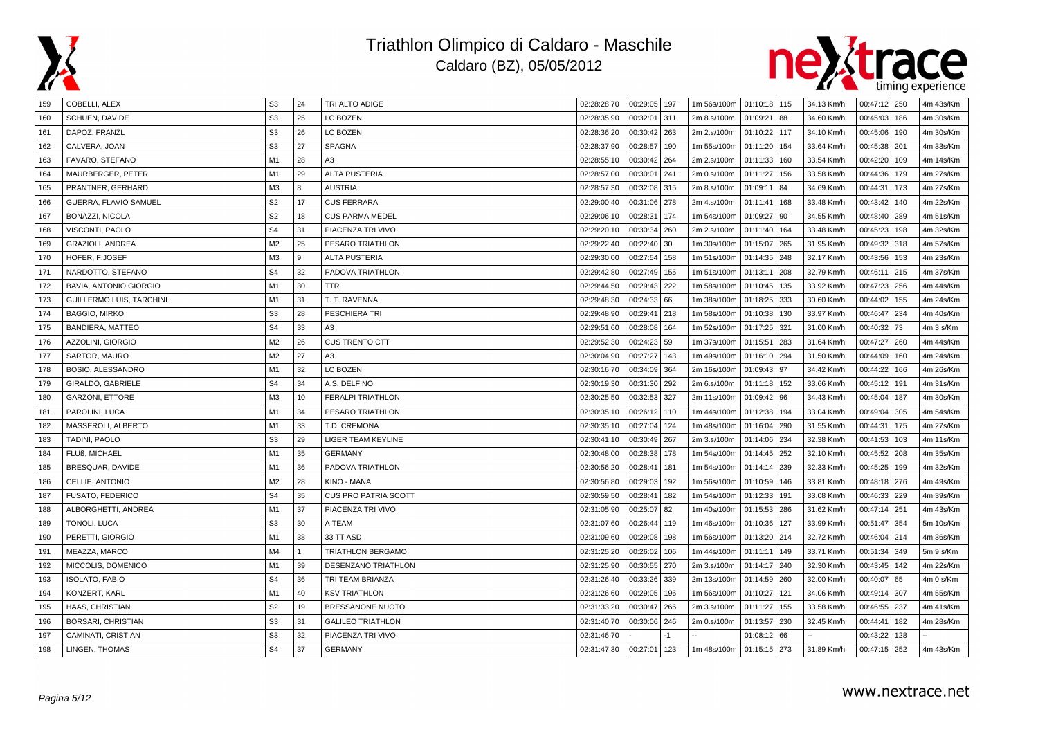# Triathlon Olimpico di Caldaro - Maschile

Caldaro (BZ), 05/05/2012

| | | | | | | | | | | | | | | |
|---|---|---|---|---|---|---|---|---|---|---|---|---|---|---|
| 159 | COBELLI, ALEX | S3 | 24 | TRI ALTO ADIGE | 02:28:28.70 | 00:29:05 | 197 | 1m 56s/100m | 01:10:18 | 115 | 34.13 Km/h | 00:47:12 | 250 | 4m 43s/Km |
| 160 | SCHUEN, DAVIDE | S3 | 25 | LC BOZEN | 02:28:35.90 | 00:32:01 | 311 | 2m 8.s/100m | 01:09:21 | 88 | 34.60 Km/h | 00:45:03 | 186 | 4m 30s/Km |
| 161 | DAPOZ, FRANZL | S3 | 26 | LC BOZEN | 02:28:36.20 | 00:30:42 | 263 | 2m 2.s/100m | 01:10:22 | 117 | 34.10 Km/h | 00:45:06 | 190 | 4m 30s/Km |
| 162 | CALVERA, JOAN | S3 | 27 | SPAGNA | 02:28:37.90 | 00:28:57 | 190 | 1m 55s/100m | 01:11:20 | 154 | 33.64 Km/h | 00:45:38 | 201 | 4m 33s/Km |
| 163 | FAVARO, STEFANO | M1 | 28 | A3 | 02:28:55.10 | 00:30:42 | 264 | 2m 2.s/100m | 01:11:33 | 160 | 33.54 Km/h | 00:42:20 | 109 | 4m 14s/Km |
| 164 | MAURBERGER, PETER | M1 | 29 | ALTA PUSTERIA | 02:28:57.00 | 00:30:01 | 241 | 2m 0.s/100m | 01:11:27 | 156 | 33.58 Km/h | 00:44:36 | 179 | 4m 27s/Km |
| 165 | PRANTNER, GERHARD | M3 | 8 | AUSTRIA | 02:28:57.30 | 00:32:08 | 315 | 2m 8.s/100m | 01:09:11 | 84 | 34.69 Km/h | 00:44:31 | 173 | 4m 27s/Km |
| 166 | GUERRA, FLAVIO SAMUEL | S2 | 17 | CUS FERRARA | 02:29:00.40 | 00:31:06 | 278 | 2m 4.s/100m | 01:11:41 | 168 | 33.48 Km/h | 00:43:42 | 140 | 4m 22s/Km |
| 167 | BONAZZI, NICOLA | S2 | 18 | CUS PARMA MEDEL | 02:29:06.10 | 00:28:31 | 174 | 1m 54s/100m | 01:09:27 | 90 | 34.55 Km/h | 00:48:40 | 289 | 4m 51s/Km |
| 168 | VISCONTI, PAOLO | S4 | 31 | PIACENZA TRI VIVO | 02:29:20.10 | 00:30:34 | 260 | 2m 2.s/100m | 01:11:40 | 164 | 33.48 Km/h | 00:45:23 | 198 | 4m 32s/Km |
| 169 | GRAZIOLI, ANDREA | M2 | 25 | PESARO TRIATHLON | 02:29:22.40 | 00:22:40 | 30 | 1m 30s/100m | 01:15:07 | 265 | 31.95 Km/h | 00:49:32 | 318 | 4m 57s/Km |
| 170 | HOFER, F.JOSEF | M3 | 9 | ALTA PUSTERIA | 02:29:30.00 | 00:27:54 | 158 | 1m 51s/100m | 01:14:35 | 248 | 32.17 Km/h | 00:43:56 | 153 | 4m 23s/Km |
| 171 | NARDOTTO, STEFANO | S4 | 32 | PADOVA TRIATHLON | 02:29:42.80 | 00:27:49 | 155 | 1m 51s/100m | 01:13:11 | 208 | 32.79 Km/h | 00:46:11 | 215 | 4m 37s/Km |
| 172 | BAVIA, ANTONIO GIORGIO | M1 | 30 | TTR | 02:29:44.50 | 00:29:43 | 222 | 1m 58s/100m | 01:10:45 | 135 | 33.92 Km/h | 00:47:23 | 256 | 4m 44s/Km |
| 173 | GUILLERMO LUIS, TARCHINI | M1 | 31 | T. T. RAVENNA | 02:29:48.30 | 00:24:33 | 66 | 1m 38s/100m | 01:18:25 | 333 | 30.60 Km/h | 00:44:02 | 155 | 4m 24s/Km |
| 174 | BAGGIO, MIRKO | S3 | 28 | PESCHIERA TRI | 02:29:48.90 | 00:29:41 | 218 | 1m 58s/100m | 01:10:38 | 130 | 33.97 Km/h | 00:46:47 | 234 | 4m 40s/Km |
| 175 | BANDIERA, MATTEO | S4 | 33 | A3 | 02:29:51.60 | 00:28:08 | 164 | 1m 52s/100m | 01:17:25 | 321 | 31.00 Km/h | 00:40:32 | 73 | 4m 3 s/Km |
| 176 | AZZOLINI, GIORGIO | M2 | 26 | CUS TRENTO CTT | 02:29:52.30 | 00:24:23 | 59 | 1m 37s/100m | 01:15:51 | 283 | 31.64 Km/h | 00:47:27 | 260 | 4m 44s/Km |
| 177 | SARTOR, MAURO | M2 | 27 | A3 | 02:30:04.90 | 00:27:27 | 143 | 1m 49s/100m | 01:16:10 | 294 | 31.50 Km/h | 00:44:09 | 160 | 4m 24s/Km |
| 178 | BOSIO, ALESSANDRO | M1 | 32 | LC BOZEN | 02:30:16.70 | 00:34:09 | 364 | 2m 16s/100m | 01:09:43 | 97 | 34.42 Km/h | 00:44:22 | 166 | 4m 26s/Km |
| 179 | GIRALDO, GABRIELE | S4 | 34 | A.S. DELFINO | 02:30:19.30 | 00:31:30 | 292 | 2m 6.s/100m | 01:11:18 | 152 | 33.66 Km/h | 00:45:12 | 191 | 4m 31s/Km |
| 180 | GARZONI, ETTORE | M3 | 10 | FERALPI TRIATHLON | 02:30:25.50 | 00:32:53 | 327 | 2m 11s/100m | 01:09:42 | 96 | 34.43 Km/h | 00:45:04 | 187 | 4m 30s/Km |
| 181 | PAROLINI, LUCA | M1 | 34 | PESARO TRIATHLON | 02:30:35.10 | 00:26:12 | 110 | 1m 44s/100m | 01:12:38 | 194 | 33.04 Km/h | 00:49:04 | 305 | 4m 54s/Km |
| 182 | MASSEROLI, ALBERTO | M1 | 33 | T.D. CREMONA | 02:30:35.10 | 00:27:04 | 124 | 1m 48s/100m | 01:16:04 | 290 | 31.55 Km/h | 00:44:31 | 175 | 4m 27s/Km |
| 183 | TADINI, PAOLO | S3 | 29 | LIGER TEAM KEYLINE | 02:30:41.10 | 00:30:49 | 267 | 2m 3.s/100m | 01:14:06 | 234 | 32.38 Km/h | 00:41:53 | 103 | 4m 11s/Km |
| 184 | FLÜß, MICHAEL | M1 | 35 | GERMANY | 02:30:48.00 | 00:28:38 | 178 | 1m 54s/100m | 01:14:45 | 252 | 32.10 Km/h | 00:45:52 | 208 | 4m 35s/Km |
| 185 | BRESQUAR, DAVIDE | M1 | 36 | PADOVA TRIATHLON | 02:30:56.20 | 00:28:41 | 181 | 1m 54s/100m | 01:14:14 | 239 | 32.33 Km/h | 00:45:25 | 199 | 4m 32s/Km |
| 186 | CELLIE, ANTONIO | M2 | 28 | KINO - MANA | 02:30:56.80 | 00:29:03 | 192 | 1m 56s/100m | 01:10:59 | 146 | 33.81 Km/h | 00:48:18 | 276 | 4m 49s/Km |
| 187 | FUSATO, FEDERICO | S4 | 35 | CUS PRO PATRIA SCOTT | 02:30:59.50 | 00:28:41 | 182 | 1m 54s/100m | 01:12:33 | 191 | 33.08 Km/h | 00:46:33 | 229 | 4m 39s/Km |
| 188 | ALBORGHETTI, ANDREA | M1 | 37 | PIACENZA TRI VIVO | 02:31:05.90 | 00:25:07 | 82 | 1m 40s/100m | 01:15:53 | 286 | 31.62 Km/h | 00:47:14 | 251 | 4m 43s/Km |
| 189 | TONOLI, LUCA | S3 | 30 | A TEAM | 02:31:07.60 | 00:26:44 | 119 | 1m 46s/100m | 01:10:36 | 127 | 33.99 Km/h | 00:51:47 | 354 | 5m 10s/Km |
| 190 | PERETTI, GIORGIO | M1 | 38 | 33 TT ASD | 02:31:09.60 | 00:29:08 | 198 | 1m 56s/100m | 01:13:20 | 214 | 32.72 Km/h | 00:46:04 | 214 | 4m 36s/Km |
| 191 | MEAZZA, MARCO | M4 | 1 | TRIATHLON BERGAMO | 02:31:25.20 | 00:26:02 | 106 | 1m 44s/100m | 01:11:11 | 149 | 33.71 Km/h | 00:51:34 | 349 | 5m 9 s/Km |
| 192 | MICCOLIS, DOMENICO | M1 | 39 | DESENZANO TRIATHLON | 02:31:25.90 | 00:30:55 | 270 | 2m 3.s/100m | 01:14:17 | 240 | 32.30 Km/h | 00:43:45 | 142 | 4m 22s/Km |
| 193 | ISOLATO, FABIO | S4 | 36 | TRI TEAM BRIANZA | 02:31:26.40 | 00:33:26 | 339 | 2m 13s/100m | 01:14:59 | 260 | 32.00 Km/h | 00:40:07 | 65 | 4m 0 s/Km |
| 194 | KONZERT, KARL | M1 | 40 | KSV TRIATHLON | 02:31:26.60 | 00:29:05 | 196 | 1m 56s/100m | 01:10:27 | 121 | 34.06 Km/h | 00:49:14 | 307 | 4m 55s/Km |
| 195 | HAAS, CHRISTIAN | S2 | 19 | BRESSANONE NUOTO | 02:31:33.20 | 00:30:47 | 266 | 2m 3.s/100m | 01:11:27 | 155 | 33.58 Km/h | 00:46:55 | 237 | 4m 41s/Km |
| 196 | BORSARI, CHRISTIAN | S3 | 31 | GALILEO TRIATHLON | 02:31:40.70 | 00:30:06 | 246 | 2m 0.s/100m | 01:13:57 | 230 | 32.45 Km/h | 00:44:41 | 182 | 4m 28s/Km |
| 197 | CAMINATI, CRISTIAN | S3 | 32 | PIACENZA TRI VIVO | 02:31:46.70 | - | -1 | -- | 01:08:12 | 66 | -- | 00:43:22 | 128 | -- |
| 198 | LINGEN, THOMAS | S4 | 37 | GERMANY | 02:31:47.30 | 00:27:01 | 123 | 1m 48s/100m | 01:15:15 | 273 | 31.89 Km/h | 00:47:15 | 252 | 4m 43s/Km |

www.nextrace.net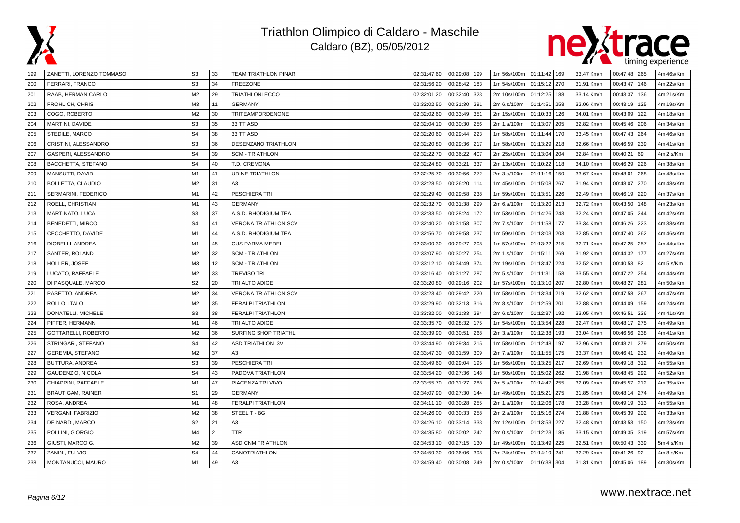# Triathlon Olimpico di Caldaro - Maschile

## Caldaro (BZ), 05/05/2012

| | | | | | | | | | | | | | | | |
|---|---|---|---|---|---|---|---|---|---|---|---|---|---|---|---|
| 199 | ZANETTI, LORENZO TOMMASO | S3 | 33 | TEAM TRIATHLON PINAR | 02:31:47.60 | 00:29:08 | 199 | 1m 56s/100m | 01:11:42 | 169 | 33.47 Km/h | 00:47:48 | 265 | 4m 46s/Km |
| 200 | FERRARI, FRANCO | S3 | 34 | FREEZONE | 02:31:56.20 | 00:28:42 | 183 | 1m 54s/100m | 01:15:12 | 270 | 31.91 Km/h | 00:43:47 | 146 | 4m 22s/Km |
| 201 | RAAB, HERMAN CARLO | M2 | 29 | TRIATHLONLECCO | 02:32:01.20 | 00:32:40 | 323 | 2m 10s/100m | 01:12:25 | 188 | 33.14 Km/h | 00:43:37 | 136 | 4m 21s/Km |
| 202 | FRÖHLICH, CHRIS | M3 | 11 | GERMANY | 02:32:02.50 | 00:31:30 | 291 | 2m 6.s/100m | 01:14:51 | 258 | 32.06 Km/h | 00:43:19 | 125 | 4m 19s/Km |
| 203 | COGO, ROBERTO | M2 | 30 | TRITEAMPORDENONE | 02:32:02.60 | 00:33:49 | 351 | 2m 15s/100m | 01:10:33 | 126 | 34.01 Km/h | 00:43:09 | 122 | 4m 18s/Km |
| 204 | MARTINI, DAVIDE | S3 | 35 | 33 TT ASD | 02:32:04.10 | 00:30:30 | 256 | 2m 1.s/100m | 01:13:07 | 205 | 32.82 Km/h | 00:45:46 | 206 | 4m 34s/Km |
| 205 | STEDILE, MARCO | S4 | 38 | 33 TT ASD | 02:32:20.60 | 00:29:44 | 223 | 1m 58s/100m | 01:11:44 | 170 | 33.45 Km/h | 00:47:43 | 264 | 4m 46s/Km |
| 206 | CRISTINI, ALESSANDRO | S3 | 36 | DESENZANO TRIATHLON | 02:32:20.80 | 00:29:36 | 217 | 1m 58s/100m | 01:13:29 | 218 | 32.66 Km/h | 00:46:59 | 239 | 4m 41s/Km |
| 207 | GASPERI, ALESSANDRO | S4 | 39 | SCM - TRIATHLON | 02:32:22.70 | 00:36:22 | 407 | 2m 25s/100m | 01:13:04 | 204 | 32.84 Km/h | 00:40:21 | 69 | 4m 2 s/Km |
| 208 | BACCHETTA, STEFANO | S4 | 40 | T.D. CREMONA | 02:32:24.80 | 00:33:21 | 337 | 2m 13s/100m | 01:10:22 | 118 | 34.10 Km/h | 00:46:29 | 226 | 4m 38s/Km |
| 209 | MANSUTTI, DAVID | M1 | 41 | UDINE TRIATHLON | 02:32:25.70 | 00:30:56 | 272 | 2m 3.s/100m | 01:11:16 | 150 | 33.67 Km/h | 00:48:01 | 268 | 4m 48s/Km |
| 210 | BOLLETTA, CLAUDIO | M2 | 31 | A3 | 02:32:28.50 | 00:26:20 | 114 | 1m 45s/100m | 01:15:08 | 267 | 31.94 Km/h | 00:48:07 | 270 | 4m 48s/Km |
| 211 | SERMARINI, FEDERICO | M1 | 42 | PESCHIERA TRI | 02:32:29.40 | 00:29:58 | 238 | 1m 59s/100m | 01:13:51 | 226 | 32.49 Km/h | 00:46:19 | 220 | 4m 37s/Km |
| 212 | ROELL, CHRISTIAN | M1 | 43 | GERMANY | 02:32:32.70 | 00:31:38 | 299 | 2m 6.s/100m | 01:13:20 | 213 | 32.72 Km/h | 00:43:50 | 148 | 4m 23s/Km |
| 213 | MARTINATO, LUCA | S3 | 37 | A.S.D. RHODIGIUM TEA | 02:32:33.50 | 00:28:24 | 172 | 1m 53s/100m | 01:14:26 | 243 | 32.24 Km/h | 00:47:05 | 244 | 4m 42s/Km |
| 214 | BENEDETTI, MIRCO | S4 | 41 | VERONA TRIATHLON SCV | 02:32:40.20 | 00:31:58 | 307 | 2m 7.s/100m | 01:11:58 | 177 | 33.34 Km/h | 00:46:26 | 223 | 4m 38s/Km |
| 215 | CECCHETTO, DAVIDE | M1 | 44 | A.S.D. RHODIGIUM TEA | 02:32:56.70 | 00:29:58 | 237 | 1m 59s/100m | 01:13:03 | 203 | 32.85 Km/h | 00:47:40 | 262 | 4m 46s/Km |
| 216 | DIOBELLI, ANDREA | M1 | 45 | CUS PARMA MEDEL | 02:33:00.30 | 00:29:27 | 208 | 1m 57s/100m | 01:13:22 | 215 | 32.71 Km/h | 00:47:25 | 257 | 4m 44s/Km |
| 217 | SANTER, ROLAND | M2 | 32 | SCM - TRIATHLON | 02:33:07.90 | 00:30:27 | 254 | 2m 1.s/100m | 01:15:11 | 269 | 31.92 Km/h | 00:44:32 | 177 | 4m 27s/Km |
| 218 | HÖLLER, JOSEF | M3 | 12 | SCM - TRIATHLON | 02:33:12.10 | 00:34:49 | 374 | 2m 19s/100m | 01:13:47 | 224 | 32.52 Km/h | 00:40:53 | 82 | 4m 5 s/Km |
| 219 | LUCATO, RAFFAELE | M2 | 33 | TREVISO TRI | 02:33:16.40 | 00:31:27 | 287 | 2m 5.s/100m | 01:11:31 | 158 | 33.55 Km/h | 00:47:22 | 254 | 4m 44s/Km |
| 220 | DI PASQUALE, MARCO | S2 | 20 | TRI ALTO ADIGE | 02:33:20.80 | 00:29:16 | 202 | 1m 57s/100m | 01:13:10 | 207 | 32.80 Km/h | 00:48:27 | 281 | 4m 50s/Km |
| 221 | PASETTO, ANDREA | M2 | 34 | VERONA TRIATHLON SCV | 02:33:23.40 | 00:29:42 | 220 | 1m 58s/100m | 01:13:34 | 219 | 32.62 Km/h | 00:47:58 | 267 | 4m 47s/Km |
| 222 | ROLLO, ITALO | M2 | 35 | FERALPI TRIATHLON | 02:33:29.90 | 00:32:13 | 316 | 2m 8.s/100m | 01:12:59 | 201 | 32.88 Km/h | 00:44:09 | 159 | 4m 24s/Km |
| 223 | DONATELLI, MICHELE | S3 | 38 | FERALPI TRIATHLON | 02:33:32.00 | 00:31:33 | 294 | 2m 6.s/100m | 01:12:37 | 192 | 33.05 Km/h | 00:46:51 | 236 | 4m 41s/Km |
| 224 | PIFFER, HERMANN | M1 | 46 | TRI ALTO ADIGE | 02:33:35.70 | 00:28:32 | 175 | 1m 54s/100m | 01:13:54 | 228 | 32.47 Km/h | 00:48:17 | 275 | 4m 49s/Km |
| 225 | GOTTARELLI, ROBERTO | M2 | 36 | SURFING SHOP TRIATHL | 02:33:39.90 | 00:30:51 | 268 | 2m 3.s/100m | 01:12:38 | 193 | 33.04 Km/h | 00:46:56 | 238 | 4m 41s/Km |
| 226 | STRINGARI, STEFANO | S4 | 42 | ASD TRIATHLON 3V | 02:33:44.90 | 00:29:34 | 215 | 1m 58s/100m | 01:12:48 | 197 | 32.96 Km/h | 00:48:21 | 279 | 4m 50s/Km |
| 227 | GEREMIA, STEFANO | M2 | 37 | A3 | 02:33:47.30 | 00:31:59 | 309 | 2m 7.s/100m | 01:11:55 | 175 | 33.37 Km/h | 00:46:41 | 232 | 4m 40s/Km |
| 228 | BUTTURA, ANDREA | S3 | 39 | PESCHIERA TRI | 02:33:49.60 | 00:29:04 | 195 | 1m 56s/100m | 01:13:25 | 217 | 32.69 Km/h | 00:49:18 | 312 | 4m 55s/Km |
| 229 | GAUDENZIO, NICOLA | S4 | 43 | PADOVA TRIATHLON | 02:33:54.20 | 00:27:36 | 148 | 1m 50s/100m | 01:15:02 | 262 | 31.98 Km/h | 00:48:45 | 292 | 4m 52s/Km |
| 230 | CHIAPPINI, RAFFAELE | M1 | 47 | PIACENZA TRI VIVO | 02:33:55.70 | 00:31:27 | 288 | 2m 5.s/100m | 01:14:47 | 255 | 32.09 Km/h | 00:45:57 | 212 | 4m 35s/Km |
| 231 | BRÄUTIGAM, RAINER | S1 | 29 | GERMANY | 02:34:07.90 | 00:27:30 | 144 | 1m 49s/100m | 01:15:21 | 275 | 31.85 Km/h | 00:48:14 | 274 | 4m 49s/Km |
| 232 | ROSA, ANDREA | M1 | 48 | FERALPI TRIATHLON | 02:34:11.10 | 00:30:28 | 255 | 2m 1.s/100m | 01:12:06 | 178 | 33.28 Km/h | 00:49:19 | 313 | 4m 55s/Km |
| 233 | VERGANI, FABRIZIO | M2 | 38 | STEEL T - BG | 02:34:26.00 | 00:30:33 | 258 | 2m 2.s/100m | 01:15:16 | 274 | 31.88 Km/h | 00:45:39 | 202 | 4m 33s/Km |
| 234 | DE NARDI, MARCO | S2 | 21 | A3 | 02:34:26.10 | 00:33:14 | 333 | 2m 12s/100m | 01:13:53 | 227 | 32.48 Km/h | 00:43:53 | 150 | 4m 23s/Km |
| 235 | POLLINI, GIORGIO | M4 | 2 | TTR | 02:34:35.80 | 00:30:02 | 242 | 2m 0.s/100m | 01:12:23 | 185 | 33.15 Km/h | 00:49:35 | 319 | 4m 57s/Km |
| 236 | GIUSTI, MARCO G. | M2 | 39 | ASD CNM TRIATHLON | 02:34:53.10 | 00:27:15 | 130 | 1m 49s/100m | 01:13:49 | 225 | 32.51 Km/h | 00:50:43 | 339 | 5m 4 s/Km |
| 237 | ZANINI, FULVIO | S4 | 44 | CANOTRIATHLON | 02:34:59.30 | 00:36:06 | 398 | 2m 24s/100m | 01:14:19 | 241 | 32.29 Km/h | 00:41:26 | 92 | 4m 8 s/Km |
| 238 | MONTANUCCI, MAURO | M1 | 49 | A3 | 02:34:59.40 | 00:30:08 | 249 | 2m 0.s/100m | 01:16:38 | 304 | 31.31 Km/h | 00:45:06 | 189 | 4m 30s/Km |

www.nextrace.net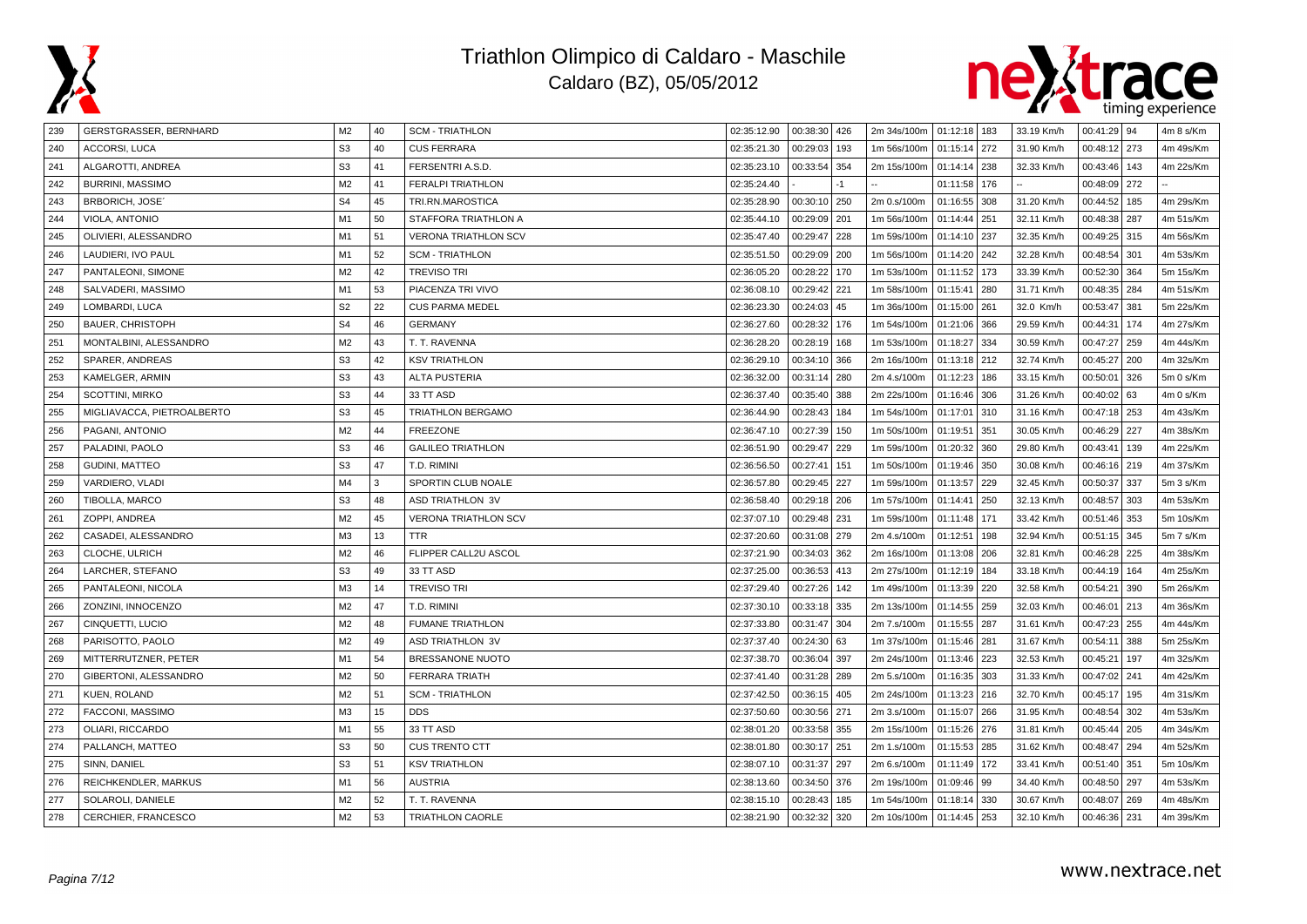# Triathlon Olimpico di Caldaro - Maschile

## Caldaro (BZ), 05/05/2012

| | | | | | | | | | | | | | | | |
|---|---|---|---|---|---|---|---|---|---|---|---|---|---|---|---|
| 239 | GERSTGRASSER, BERNHARD | M2 | 40 | SCM - TRIATHLON | 02:35:12.90 | 00:38:30 | 426 | 2m 34s/100m | 01:12:18 | 183 | 33.19 Km/h | 00:41:29 | 94 | 4m 8 s/Km |
| 240 | ACCORSI, LUCA | S3 | 40 | CUS FERRARA | 02:35:21.30 | 00:29:03 | 193 | 1m 56s/100m | 01:15:14 | 272 | 31.90 Km/h | 00:48:12 | 273 | 4m 49s/Km |
| 241 | ALGAROTTI, ANDREA | S3 | 41 | FERSENTRI A.S.D. | 02:35:23.10 | 00:33:54 | 354 | 2m 15s/100m | 01:14:14 | 238 | 32.33 Km/h | 00:43:46 | 143 | 4m 22s/Km |
| 242 | BURRINI, MASSIMO | M2 | 41 | FERALPI TRIATHLON | 02:35:24.40 | | -1 | -- | 01:11:58 | 176 | -- | 00:48:09 | 272 | -- |
| 243 | BRBORICH, JOSE´ | S4 | 45 | TRI.RN.MAROSTICA | 02:35:28.90 | 00:30:10 | 250 | 2m 0.s/100m | 01:16:55 | 308 | 31.20 Km/h | 00:44:52 | 185 | 4m 29s/Km |
| 244 | VIOLA, ANTONIO | M1 | 50 | STAFFORA TRIATHLON A | 02:35:44.10 | 00:29:09 | 201 | 1m 56s/100m | 01:14:44 | 251 | 32.11 Km/h | 00:48:38 | 287 | 4m 51s/Km |
| 245 | OLIVIERI, ALESSANDRO | M1 | 51 | VERONA TRIATHLON SCV | 02:35:47.40 | 00:29:47 | 228 | 1m 59s/100m | 01:14:10 | 237 | 32.35 Km/h | 00:49:25 | 315 | 4m 56s/Km |
| 246 | LAUDIERI, IVO PAUL | M1 | 52 | SCM - TRIATHLON | 02:35:51.50 | 00:29:09 | 200 | 1m 56s/100m | 01:14:20 | 242 | 32.28 Km/h | 00:48:54 | 301 | 4m 53s/Km |
| 247 | PANTALEONI, SIMONE | M2 | 42 | TREVISO TRI | 02:36:05.20 | 00:28:22 | 170 | 1m 53s/100m | 01:11:52 | 173 | 33.39 Km/h | 00:52:30 | 364 | 5m 15s/Km |
| 248 | SALVADERI, MASSIMO | M1 | 53 | PIACENZA TRI VIVO | 02:36:08.10 | 00:29:42 | 221 | 1m 58s/100m | 01:15:41 | 280 | 31.71 Km/h | 00:48:35 | 284 | 4m 51s/Km |
| 249 | LOMBARDI, LUCA | S2 | 22 | CUS PARMA MEDEL | 02:36:23.30 | 00:24:03 | 45 | 1m 36s/100m | 01:15:00 | 261 | 32.0 Km/h | 00:53:47 | 381 | 5m 22s/Km |
| 250 | BAUER, CHRISTOPH | S4 | 46 | GERMANY | 02:36:27.60 | 00:28:32 | 176 | 1m 54s/100m | 01:21:06 | 366 | 29.59 Km/h | 00:44:31 | 174 | 4m 27s/Km |
| 251 | MONTALBINI, ALESSANDRO | M2 | 43 | T. T. RAVENNA | 02:36:28.20 | 00:28:19 | 168 | 1m 53s/100m | 01:18:27 | 334 | 30.59 Km/h | 00:47:27 | 259 | 4m 44s/Km |
| 252 | SPARER, ANDREAS | S3 | 42 | KSV TRIATHLON | 02:36:29.10 | 00:34:10 | 366 | 2m 16s/100m | 01:13:18 | 212 | 32.74 Km/h | 00:45:27 | 200 | 4m 32s/Km |
| 253 | KAMELGER, ARMIN | S3 | 43 | ALTA PUSTERIA | 02:36:32.00 | 00:31:14 | 280 | 2m 4.s/100m | 01:12:23 | 186 | 33.15 Km/h | 00:50:01 | 326 | 5m 0 s/Km |
| 254 | SCOTTINI, MIRKO | S3 | 44 | 33 TT ASD | 02:36:37.40 | 00:35:40 | 388 | 2m 22s/100m | 01:16:46 | 306 | 31.26 Km/h | 00:40:02 | 63 | 4m 0 s/Km |
| 255 | MIGLIAVACCA, PIETROALBERTO | S3 | 45 | TRIATHLON BERGAMO | 02:36:44.90 | 00:28:43 | 184 | 1m 54s/100m | 01:17:01 | 310 | 31.16 Km/h | 00:47:18 | 253 | 4m 43s/Km |
| 256 | PAGANI, ANTONIO | M2 | 44 | FREEZONE | 02:36:47.10 | 00:27:39 | 150 | 1m 50s/100m | 01:19:51 | 351 | 30.05 Km/h | 00:46:29 | 227 | 4m 38s/Km |
| 257 | PALADINI, PAOLO | S3 | 46 | GALILEO TRIATHLON | 02:36:51.90 | 00:29:47 | 229 | 1m 59s/100m | 01:20:32 | 360 | 29.80 Km/h | 00:43:41 | 139 | 4m 22s/Km |
| 258 | GUDINI, MATTEO | S3 | 47 | T.D. RIMINI | 02:36:56.50 | 00:27:41 | 151 | 1m 50s/100m | 01:19:46 | 350 | 30.08 Km/h | 00:46:16 | 219 | 4m 37s/Km |
| 259 | VARDIERO, VLADI | M4 | 3 | SPORTIN CLUB NOALE | 02:36:57.80 | 00:29:45 | 227 | 1m 59s/100m | 01:13:57 | 229 | 32.45 Km/h | 00:50:37 | 337 | 5m 3 s/Km |
| 260 | TIBOLLA, MARCO | S3 | 48 | ASD TRIATHLON 3V | 02:36:58.40 | 00:29:18 | 206 | 1m 57s/100m | 01:14:41 | 250 | 32.13 Km/h | 00:48:57 | 303 | 4m 53s/Km |
| 261 | ZOPPI, ANDREA | M2 | 45 | VERONA TRIATHLON SCV | 02:37:07.10 | 00:29:48 | 231 | 1m 59s/100m | 01:11:48 | 171 | 33.42 Km/h | 00:51:46 | 353 | 5m 10s/Km |
| 262 | CASADEI, ALESSANDRO | M3 | 13 | TTR | 02:37:20.60 | 00:31:08 | 279 | 2m 4.s/100m | 01:12:51 | 198 | 32.94 Km/h | 00:51:15 | 345 | 5m 7 s/Km |
| 263 | CLOCHE, ULRICH | M2 | 46 | FLIPPER CALL2U ASCOL | 02:37:21.90 | 00:34:03 | 362 | 2m 16s/100m | 01:13:08 | 206 | 32.81 Km/h | 00:46:28 | 225 | 4m 38s/Km |
| 264 | LARCHER, STEFANO | S3 | 49 | 33 TT ASD | 02:37:25.00 | 00:36:53 | 413 | 2m 27s/100m | 01:12:19 | 184 | 33.18 Km/h | 00:44:19 | 164 | 4m 25s/Km |
| 265 | PANTALEONI, NICOLA | M3 | 14 | TREVISO TRI | 02:37:29.40 | 00:27:26 | 142 | 1m 49s/100m | 01:13:39 | 220 | 32.58 Km/h | 00:54:21 | 390 | 5m 26s/Km |
| 266 | ZONZINI, INNOCENZO | M2 | 47 | T.D. RIMINI | 02:37:30.10 | 00:33:18 | 335 | 2m 13s/100m | 01:14:55 | 259 | 32.03 Km/h | 00:46:01 | 213 | 4m 36s/Km |
| 267 | CINQUETTI, LUCIO | M2 | 48 | FUMANE TRIATHLON | 02:37:33.80 | 00:31:47 | 304 | 2m 7.s/100m | 01:15:55 | 287 | 31.61 Km/h | 00:47:23 | 255 | 4m 44s/Km |
| 268 | PARISOTTO, PAOLO | M2 | 49 | ASD TRIATHLON 3V | 02:37:37.40 | 00:24:30 | 63 | 1m 37s/100m | 01:15:46 | 281 | 31.67 Km/h | 00:54:11 | 388 | 5m 25s/Km |
| 269 | MITTERRUTZNER, PETER | M1 | 54 | BRESSANONE NUOTO | 02:37:38.70 | 00:36:04 | 397 | 2m 24s/100m | 01:13:46 | 223 | 32.53 Km/h | 00:45:21 | 197 | 4m 32s/Km |
| 270 | GIBERTONI, ALESSANDRO | M2 | 50 | FERRARA TRIATH | 02:37:41.40 | 00:31:28 | 289 | 2m 5.s/100m | 01:16:35 | 303 | 31.33 Km/h | 00:47:02 | 241 | 4m 42s/Km |
| 271 | KUEN, ROLAND | M2 | 51 | SCM - TRIATHLON | 02:37:42.50 | 00:36:15 | 405 | 2m 24s/100m | 01:13:23 | 216 | 32.70 Km/h | 00:45:17 | 195 | 4m 31s/Km |
| 272 | FACCONI, MASSIMO | M3 | 15 | DDS | 02:37:50.60 | 00:30:56 | 271 | 2m 3.s/100m | 01:15:07 | 266 | 31.95 Km/h | 00:48:54 | 302 | 4m 53s/Km |
| 273 | OLIARI, RICCARDO | M1 | 55 | 33 TT ASD | 02:38:01.20 | 00:33:58 | 355 | 2m 15s/100m | 01:15:26 | 276 | 31.81 Km/h | 00:45:44 | 205 | 4m 34s/Km |
| 274 | PALLANCH, MATTEO | S3 | 50 | CUS TRENTO CTT | 02:38:01.80 | 00:30:17 | 251 | 2m 1.s/100m | 01:15:53 | 285 | 31.62 Km/h | 00:48:47 | 294 | 4m 52s/Km |
| 275 | SINN, DANIEL | S3 | 51 | KSV TRIATHLON | 02:38:07.10 | 00:31:37 | 297 | 2m 6.s/100m | 01:11:49 | 172 | 33.41 Km/h | 00:51:40 | 351 | 5m 10s/Km |
| 276 | REICHKENDLER, MARKUS | M1 | 56 | AUSTRIA | 02:38:13.60 | 00:34:50 | 376 | 2m 19s/100m | 01:09:46 | 99 | 34.40 Km/h | 00:48:50 | 297 | 4m 53s/Km |
| 277 | SOLAROLI, DANIELE | M2 | 52 | T. T. RAVENNA | 02:38:15.10 | 00:28:43 | 185 | 1m 54s/100m | 01:18:14 | 330 | 30.67 Km/h | 00:48:07 | 269 | 4m 48s/Km |
| 278 | CERCHIER, FRANCESCO | M2 | 53 | TRIATHLON CAORLE | 02:38:21.90 | 00:32:32 | 320 | 2m 10s/100m | 01:14:45 | 253 | 32.10 Km/h | 00:46:36 | 231 | 4m 39s/Km |

www.nextrace.net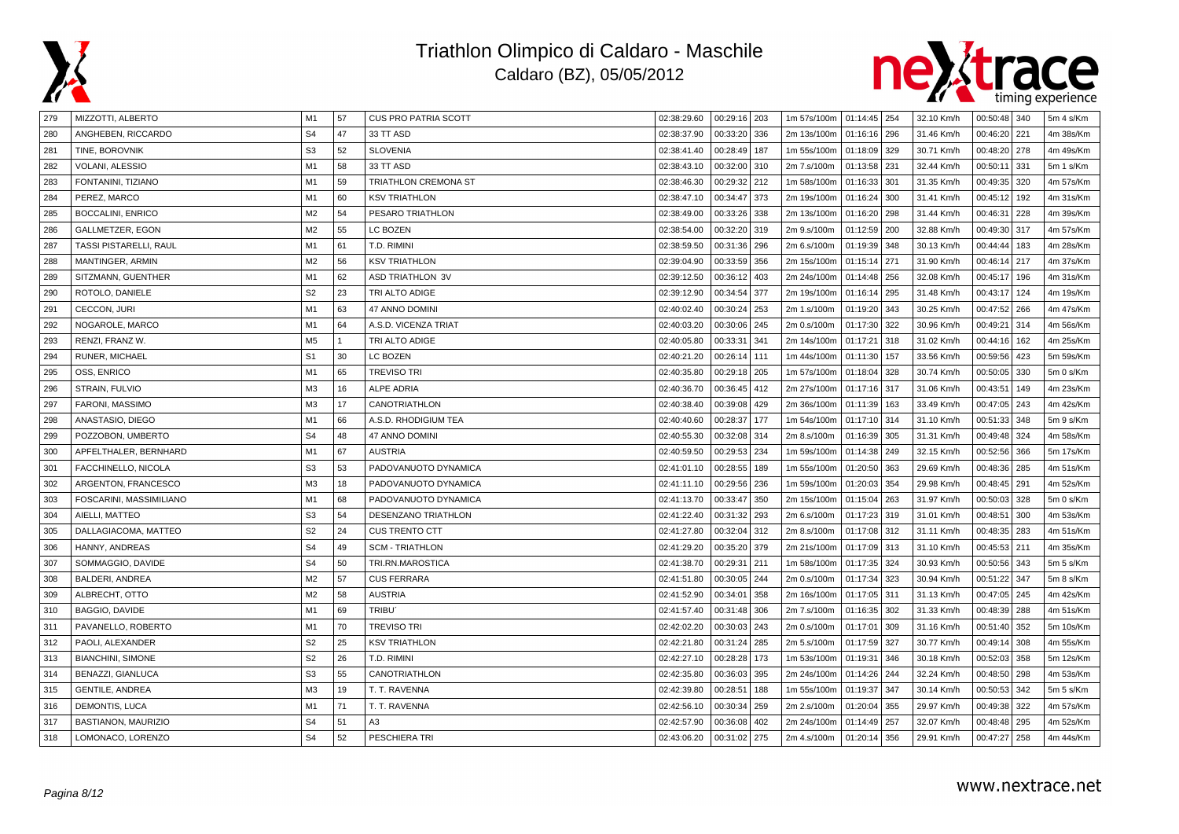# Triathlon Olimpico di Caldaro - Maschile

Caldaro (BZ), 05/05/2012

| | | | | | | | | | | | | | | | |
|---|---|---|---|---|---|---|---|---|---|---|---|---|---|---|---|
| 279 | MIZZOTTI, ALBERTO | M1 | 57 | CUS PRO PATRIA SCOTT | 02:38:29.60 | 00:29:16 | 203 | 1m 57s/100m | 01:14:45 | 254 | 32.10 Km/h | 00:50:48 | 340 | 5m 4 s/Km |
| 280 | ANGHEBEN, RICCARDO | S4 | 47 | 33 TT ASD | 02:38:37.90 | 00:33:20 | 336 | 2m 13s/100m | 01:16:16 | 296 | 31.46 Km/h | 00:46:20 | 221 | 4m 38s/Km |
| 281 | TINE, BOROVNIK | S3 | 52 | SLOVENIA | 02:38:41.40 | 00:28:49 | 187 | 1m 55s/100m | 01:18:09 | 329 | 30.71 Km/h | 00:48:20 | 278 | 4m 49s/Km |
| 282 | VOLANI, ALESSIO | M1 | 58 | 33 TT ASD | 02:38:43.10 | 00:32:00 | 310 | 2m 7.s/100m | 01:13:58 | 231 | 32.44 Km/h | 00:50:11 | 331 | 5m 1 s/Km |
| 283 | FONTANINI, TIZIANO | M1 | 59 | TRIATHLON CREMONA ST | 02:38:46.30 | 00:29:32 | 212 | 1m 58s/100m | 01:16:33 | 301 | 31.35 Km/h | 00:49:35 | 320 | 4m 57s/Km |
| 284 | PEREZ, MARCO | M1 | 60 | KSV TRIATHLON | 02:38:47.10 | 00:34:47 | 373 | 2m 19s/100m | 01:16:24 | 300 | 31.41 Km/h | 00:45:12 | 192 | 4m 31s/Km |
| 285 | BOCCALINI, ENRICO | M2 | 54 | PESARO TRIATHLON | 02:38:49.00 | 00:33:26 | 338 | 2m 13s/100m | 01:16:20 | 298 | 31.44 Km/h | 00:46:31 | 228 | 4m 39s/Km |
| 286 | GALLMETZER, EGON | M2 | 55 | LC BOZEN | 02:38:54.00 | 00:32:20 | 319 | 2m 9.s/100m | 01:12:59 | 200 | 32.88 Km/h | 00:49:30 | 317 | 4m 57s/Km |
| 287 | TASSI PISTARELLI, RAUL | M1 | 61 | T.D. RIMINI | 02:38:59.50 | 00:31:36 | 296 | 2m 6.s/100m | 01:19:39 | 348 | 30.13 Km/h | 00:44:44 | 183 | 4m 28s/Km |
| 288 | MANTINGER, ARMIN | M2 | 56 | KSV TRIATHLON | 02:39:04.90 | 00:33:59 | 356 | 2m 15s/100m | 01:15:14 | 271 | 31.90 Km/h | 00:46:14 | 217 | 4m 37s/Km |
| 289 | SITZMANN, GUENTHER | M1 | 62 | ASD TRIATHLON 3V | 02:39:12.50 | 00:36:12 | 403 | 2m 24s/100m | 01:14:48 | 256 | 32.08 Km/h | 00:45:17 | 196 | 4m 31s/Km |
| 290 | ROTOLO, DANIELE | S2 | 23 | TRI ALTO ADIGE | 02:39:12.90 | 00:34:54 | 377 | 2m 19s/100m | 01:16:14 | 295 | 31.48 Km/h | 00:43:17 | 124 | 4m 19s/Km |
| 291 | CECCON, JURI | M1 | 63 | 47 ANNO DOMINI | 02:40:02.40 | 00:30:24 | 253 | 2m 1.s/100m | 01:19:20 | 343 | 30.25 Km/h | 00:47:52 | 266 | 4m 47s/Km |
| 292 | NOGAROLE, MARCO | M1 | 64 | A.S.D. VICENZA TRIAT | 02:40:03.20 | 00:30:06 | 245 | 2m 0.s/100m | 01:17:30 | 322 | 30.96 Km/h | 00:49:21 | 314 | 4m 56s/Km |
| 293 | RENZI, FRANZ W. | M5 | 1 | TRI ALTO ADIGE | 02:40:05.80 | 00:33:31 | 341 | 2m 14s/100m | 01:17:21 | 318 | 31.02 Km/h | 00:44:16 | 162 | 4m 25s/Km |
| 294 | RUNER, MICHAEL | S1 | 30 | LC BOZEN | 02:40:21.20 | 00:26:14 | 111 | 1m 44s/100m | 01:11:30 | 157 | 33.56 Km/h | 00:59:56 | 423 | 5m 59s/Km |
| 295 | OSS, ENRICO | M1 | 65 | TREVISO TRI | 02:40:35.80 | 00:29:18 | 205 | 1m 57s/100m | 01:18:04 | 328 | 30.74 Km/h | 00:50:05 | 330 | 5m 0 s/Km |
| 296 | STRAIN, FULVIO | M3 | 16 | ALPE ADRIA | 02:40:36.70 | 00:36:45 | 412 | 2m 27s/100m | 01:17:16 | 317 | 31.06 Km/h | 00:43:51 | 149 | 4m 23s/Km |
| 297 | FARONI, MASSIMO | M3 | 17 | CANOTRIATHLON | 02:40:38.40 | 00:39:08 | 429 | 2m 36s/100m | 01:11:39 | 163 | 33.49 Km/h | 00:47:05 | 243 | 4m 42s/Km |
| 298 | ANASTASIO, DIEGO | M1 | 66 | A.S.D. RHODIGIUM TEA | 02:40:40.60 | 00:28:37 | 177 | 1m 54s/100m | 01:17:10 | 314 | 31.10 Km/h | 00:51:33 | 348 | 5m 9 s/Km |
| 299 | POZZOBON, UMBERTO | S4 | 48 | 47 ANNO DOMINI | 02:40:55.30 | 00:32:08 | 314 | 2m 8.s/100m | 01:16:39 | 305 | 31.31 Km/h | 00:49:48 | 324 | 4m 58s/Km |
| 300 | APFELTHALER, BERNHARD | M1 | 67 | AUSTRIA | 02:40:59.50 | 00:29:53 | 234 | 1m 59s/100m | 01:14:38 | 249 | 32.15 Km/h | 00:52:56 | 366 | 5m 17s/Km |
| 301 | FACCHINELLO, NICOLA | S3 | 53 | PADOVANUOTO DYNAMICA | 02:41:01.10 | 00:28:55 | 189 | 1m 55s/100m | 01:20:50 | 363 | 29.69 Km/h | 00:48:36 | 285 | 4m 51s/Km |
| 302 | ARGENTON, FRANCESCO | M3 | 18 | PADOVANUOTO DYNAMICA | 02:41:11.10 | 00:29:56 | 236 | 1m 59s/100m | 01:20:03 | 354 | 29.98 Km/h | 00:48:45 | 291 | 4m 52s/Km |
| 303 | FOSCARINI, MASSIMILIANO | M1 | 68 | PADOVANUOTO DYNAMICA | 02:41:13.70 | 00:33:47 | 350 | 2m 15s/100m | 01:15:04 | 263 | 31.97 Km/h | 00:50:03 | 328 | 5m 0 s/Km |
| 304 | AIELLI, MATTEO | S3 | 54 | DESENZANO TRIATHLON | 02:41:22.40 | 00:31:32 | 293 | 2m 6.s/100m | 01:17:23 | 319 | 31.01 Km/h | 00:48:51 | 300 | 4m 53s/Km |
| 305 | DALLAGIACOMA, MATTEO | S2 | 24 | CUS TRENTO CTT | 02:41:27.80 | 00:32:04 | 312 | 2m 8.s/100m | 01:17:08 | 312 | 31.11 Km/h | 00:48:35 | 283 | 4m 51s/Km |
| 306 | HANNY, ANDREAS | S4 | 49 | SCM - TRIATHLON | 02:41:29.20 | 00:35:20 | 379 | 2m 21s/100m | 01:17:09 | 313 | 31.10 Km/h | 00:45:53 | 211 | 4m 35s/Km |
| 307 | SOMMAGGIO, DAVIDE | S4 | 50 | TRI.RN.MAROSTICA | 02:41:38.70 | 00:29:31 | 211 | 1m 58s/100m | 01:17:35 | 324 | 30.93 Km/h | 00:50:56 | 343 | 5m 5 s/Km |
| 308 | BALDERI, ANDREA | M2 | 57 | CUS FERRARA | 02:41:51.80 | 00:30:05 | 244 | 2m 0.s/100m | 01:17:34 | 323 | 30.94 Km/h | 00:51:22 | 347 | 5m 8 s/Km |
| 309 | ALBRECHT, OTTO | M2 | 58 | AUSTRIA | 02:41:52.90 | 00:34:01 | 358 | 2m 16s/100m | 01:17:05 | 311 | 31.13 Km/h | 00:47:05 | 245 | 4m 42s/Km |
| 310 | BAGGIO, DAVIDE | M1 | 69 | TRIBU´ | 02:41:57.40 | 00:31:48 | 306 | 2m 7.s/100m | 01:16:35 | 302 | 31.33 Km/h | 00:48:39 | 288 | 4m 51s/Km |
| 311 | PAVANELLO, ROBERTO | M1 | 70 | TREVISO TRI | 02:42:02.20 | 00:30:03 | 243 | 2m 0.s/100m | 01:17:01 | 309 | 31.16 Km/h | 00:51:40 | 352 | 5m 10s/Km |
| 312 | PAOLI, ALEXANDER | S2 | 25 | KSV TRIATHLON | 02:42:21.80 | 00:31:24 | 285 | 2m 5.s/100m | 01:17:59 | 327 | 30.77 Km/h | 00:49:14 | 308 | 4m 55s/Km |
| 313 | BIANCHINI, SIMONE | S2 | 26 | T.D. RIMINI | 02:42:27.10 | 00:28:28 | 173 | 1m 53s/100m | 01:19:31 | 346 | 30.18 Km/h | 00:52:03 | 358 | 5m 12s/Km |
| 314 | BENAZZI, GIANLUCA | S3 | 55 | CANOTRIATHLON | 02:42:35.80 | 00:36:03 | 395 | 2m 24s/100m | 01:14:26 | 244 | 32.24 Km/h | 00:48:50 | 298 | 4m 53s/Km |
| 315 | GENTILE, ANDREA | M3 | 19 | T. T. RAVENNA | 02:42:39.80 | 00:28:51 | 188 | 1m 55s/100m | 01:19:37 | 347 | 30.14 Km/h | 00:50:53 | 342 | 5m 5 s/Km |
| 316 | DEMONTIS, LUCA | M1 | 71 | T. T. RAVENNA | 02:42:56.10 | 00:30:34 | 259 | 2m 2.s/100m | 01:20:04 | 355 | 29.97 Km/h | 00:49:38 | 322 | 4m 57s/Km |
| 317 | BASTIANON, MAURIZIO | S4 | 51 | A3 | 02:42:57.90 | 00:36:08 | 402 | 2m 24s/100m | 01:14:49 | 257 | 32.07 Km/h | 00:48:48 | 295 | 4m 52s/Km |
| 318 | LOMONACO, LORENZO | S4 | 52 | PESCHIERA TRI | 02:43:06.20 | 00:31:02 | 275 | 2m 4.s/100m | 01:20:14 | 356 | 29.91 Km/h | 00:47:27 | 258 | 4m 44s/Km |

www.nextrace.net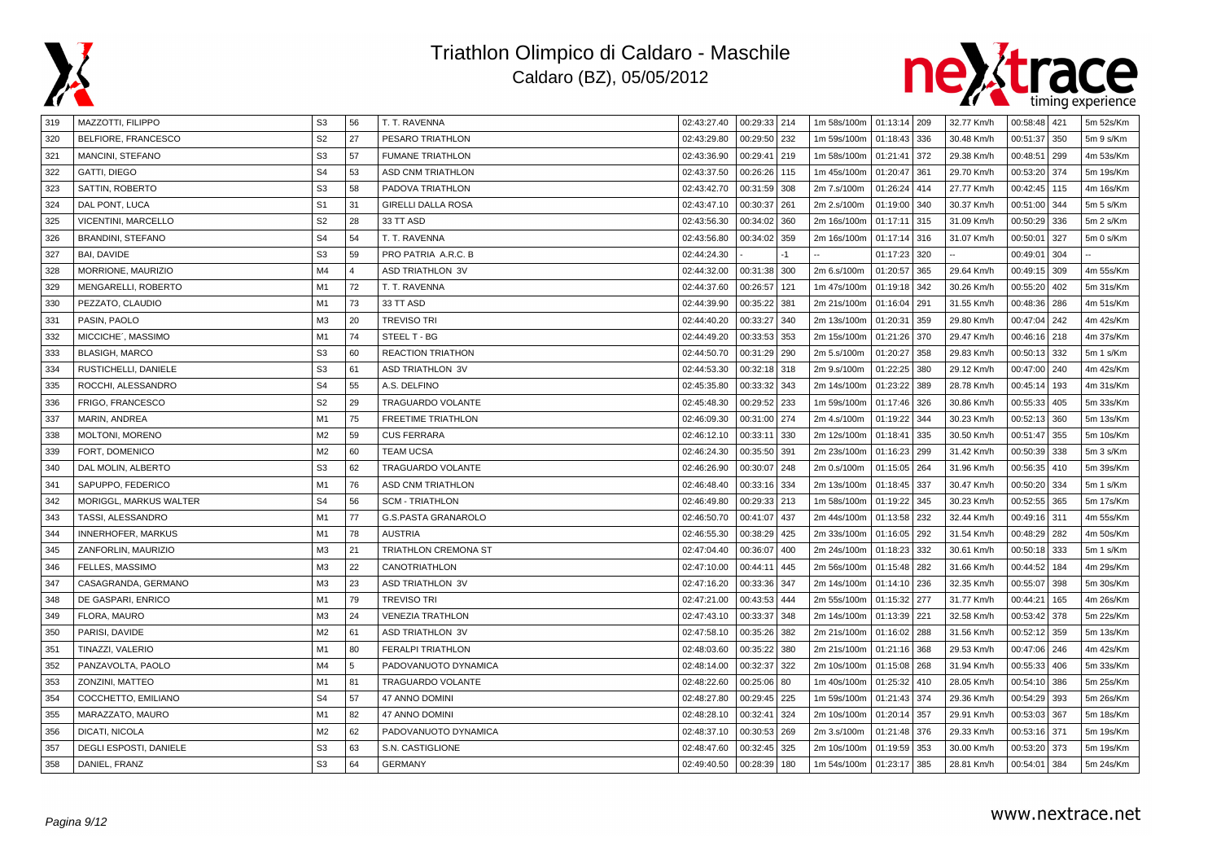# Triathlon Olimpico di Caldaro - Maschile

Caldaro (BZ), 05/05/2012

| | | | | | | | | | | | | | | |
|---|---|---|---|---|---|---|---|---|---|---|---|---|---|---|
| 319 | MAZZOTTI, FILIPPO | S3 | 56 | T. T. RAVENNA | 02:43:27.40 | 00:29:33 | 214 | 1m 58s/100m | 01:13:14 | 209 | 32.77 Km/h | 00:58:48 | 421 | 5m 52s/Km |
| 320 | BELFIORE, FRANCESCO | S2 | 27 | PESARO TRIATHLON | 02:43:29.80 | 00:29:50 | 232 | 1m 59s/100m | 01:18:43 | 336 | 30.48 Km/h | 00:51:37 | 350 | 5m 9 s/Km |
| 321 | MANCINI, STEFANO | S3 | 57 | FUMANE TRIATHLON | 02:43:36.90 | 00:29:41 | 219 | 1m 58s/100m | 01:21:41 | 372 | 29.38 Km/h | 00:48:51 | 299 | 4m 53s/Km |
| 322 | GATTI, DIEGO | S4 | 53 | ASD CNM TRIATHLON | 02:43:37.50 | 00:26:26 | 115 | 1m 45s/100m | 01:20:47 | 361 | 29.70 Km/h | 00:53:20 | 374 | 5m 19s/Km |
| 323 | SATTIN, ROBERTO | S3 | 58 | PADOVA TRIATHLON | 02:43:42.70 | 00:31:59 | 308 | 2m 7.s/100m | 01:26:24 | 414 | 27.77 Km/h | 00:42:45 | 115 | 4m 16s/Km |
| 324 | DAL PONT, LUCA | S1 | 31 | GIRELLI DALLA ROSA | 02:43:47.10 | 00:30:37 | 261 | 2m 2.s/100m | 01:19:00 | 340 | 30.37 Km/h | 00:51:00 | 344 | 5m 5 s/Km |
| 325 | VICENTINI, MARCELLO | S2 | 28 | 33 TT ASD | 02:43:56.30 | 00:34:02 | 360 | 2m 16s/100m | 01:17:11 | 315 | 31.09 Km/h | 00:50:29 | 336 | 5m 2 s/Km |
| 326 | BRANDINI, STEFANO | S4 | 54 | T. T. RAVENNA | 02:43:56.80 | 00:34:02 | 359 | 2m 16s/100m | 01:17:14 | 316 | 31.07 Km/h | 00:50:01 | 327 | 5m 0 s/Km |
| 327 | BAI, DAVIDE | S3 | 59 | PRO PATRIA A.R.C. B | 02:44:24.30 | - | -1 | -- | 01:17:23 | 320 | -- | 00:49:01 | 304 | -- |
| 328 | MORRIONE, MAURIZIO | M4 | 4 | ASD TRIATHLON 3V | 02:44:32.00 | 00:31:38 | 300 | 2m 6.s/100m | 01:20:57 | 365 | 29.64 Km/h | 00:49:15 | 309 | 4m 55s/Km |
| 329 | MENGARELLI, ROBERTO | M1 | 72 | T. T. RAVENNA | 02:44:37.60 | 00:26:57 | 121 | 1m 47s/100m | 01:19:18 | 342 | 30.26 Km/h | 00:55:20 | 402 | 5m 31s/Km |
| 330 | PEZZATO, CLAUDIO | M1 | 73 | 33 TT ASD | 02:44:39.90 | 00:35:22 | 381 | 2m 21s/100m | 01:16:04 | 291 | 31.55 Km/h | 00:48:36 | 286 | 4m 51s/Km |
| 331 | PASIN, PAOLO | M3 | 20 | TREVISO TRI | 02:44:40.20 | 00:33:27 | 340 | 2m 13s/100m | 01:20:31 | 359 | 29.80 Km/h | 00:47:04 | 242 | 4m 42s/Km |
| 332 | MICCICHE´, MASSIMO | M1 | 74 | STEEL T - BG | 02:44:49.20 | 00:33:53 | 353 | 2m 15s/100m | 01:21:26 | 370 | 29.47 Km/h | 00:46:16 | 218 | 4m 37s/Km |
| 333 | BLASIGH, MARCO | S3 | 60 | REACTION TRIATHON | 02:44:50.70 | 00:31:29 | 290 | 2m 5.s/100m | 01:20:27 | 358 | 29.83 Km/h | 00:50:13 | 332 | 5m 1 s/Km |
| 334 | RUSTICHELLI, DANIELE | S3 | 61 | ASD TRIATHLON 3V | 02:44:53.30 | 00:32:18 | 318 | 2m 9.s/100m | 01:22:25 | 380 | 29.12 Km/h | 00:47:00 | 240 | 4m 42s/Km |
| 335 | ROCCHI, ALESSANDRO | S4 | 55 | A.S. DELFINO | 02:45:35.80 | 00:33:32 | 343 | 2m 14s/100m | 01:23:22 | 389 | 28.78 Km/h | 00:45:14 | 193 | 4m 31s/Km |
| 336 | FRIGO, FRANCESCO | S2 | 29 | TRAGUARDO VOLANTE | 02:45:48.30 | 00:29:52 | 233 | 1m 59s/100m | 01:17:46 | 326 | 30.86 Km/h | 00:55:33 | 405 | 5m 33s/Km |
| 337 | MARIN, ANDREA | M1 | 75 | FREETIME TRIATHLON | 02:46:09.30 | 00:31:00 | 274 | 2m 4.s/100m | 01:19:22 | 344 | 30.23 Km/h | 00:52:13 | 360 | 5m 13s/Km |
| 338 | MOLTONI, MORENO | M2 | 59 | CUS FERRARA | 02:46:12.10 | 00:33:11 | 330 | 2m 12s/100m | 01:18:41 | 335 | 30.50 Km/h | 00:51:47 | 355 | 5m 10s/Km |
| 339 | FORT, DOMENICO | M2 | 60 | TEAM UCSA | 02:46:24.30 | 00:35:50 | 391 | 2m 23s/100m | 01:16:23 | 299 | 31.42 Km/h | 00:50:39 | 338 | 5m 3 s/Km |
| 340 | DAL MOLIN, ALBERTO | S3 | 62 | TRAGUARDO VOLANTE | 02:46:26.90 | 00:30:07 | 248 | 2m 0.s/100m | 01:15:05 | 264 | 31.96 Km/h | 00:56:35 | 410 | 5m 39s/Km |
| 341 | SAPUPPO, FEDERICO | M1 | 76 | ASD CNM TRIATHLON | 02:46:48.40 | 00:33:16 | 334 | 2m 13s/100m | 01:18:45 | 337 | 30.47 Km/h | 00:50:20 | 334 | 5m 1 s/Km |
| 342 | MORIGGL, MARKUS WALTER | S4 | 56 | SCM - TRIATHLON | 02:46:49.80 | 00:29:33 | 213 | 1m 58s/100m | 01:19:22 | 345 | 30.23 Km/h | 00:52:55 | 365 | 5m 17s/Km |
| 343 | TASSI, ALESSANDRO | M1 | 77 | G.S.PASTA GRANAROLO | 02:46:50.70 | 00:41:07 | 437 | 2m 44s/100m | 01:13:58 | 232 | 32.44 Km/h | 00:49:16 | 311 | 4m 55s/Km |
| 344 | INNERHOFER, MARKUS | M1 | 78 | AUSTRIA | 02:46:55.30 | 00:38:29 | 425 | 2m 33s/100m | 01:16:05 | 292 | 31.54 Km/h | 00:48:29 | 282 | 4m 50s/Km |
| 345 | ZANFORLIN, MAURIZIO | M3 | 21 | TRIATHLON CREMONA ST | 02:47:04.40 | 00:36:07 | 400 | 2m 24s/100m | 01:18:23 | 332 | 30.61 Km/h | 00:50:18 | 333 | 5m 1 s/Km |
| 346 | FELLES, MASSIMO | M3 | 22 | CANOTRIATHLON | 02:47:10.00 | 00:44:11 | 445 | 2m 56s/100m | 01:15:48 | 282 | 31.66 Km/h | 00:44:52 | 184 | 4m 29s/Km |
| 347 | CASAGRANDA, GERMANO | M3 | 23 | ASD TRIATHLON 3V | 02:47:16.20 | 00:33:36 | 347 | 2m 14s/100m | 01:14:10 | 236 | 32.35 Km/h | 00:55:07 | 398 | 5m 30s/Km |
| 348 | DE GASPARI, ENRICO | M1 | 79 | TREVISO TRI | 02:47:21.00 | 00:43:53 | 444 | 2m 55s/100m | 01:15:32 | 277 | 31.77 Km/h | 00:44:21 | 165 | 4m 26s/Km |
| 349 | FLORA, MAURO | M3 | 24 | VENEZIA TRATHLON | 02:47:43.10 | 00:33:37 | 348 | 2m 14s/100m | 01:13:39 | 221 | 32.58 Km/h | 00:53:42 | 378 | 5m 22s/Km |
| 350 | PARISI, DAVIDE | M2 | 61 | ASD TRIATHLON 3V | 02:47:58.10 | 00:35:26 | 382 | 2m 21s/100m | 01:16:02 | 288 | 31.56 Km/h | 00:52:12 | 359 | 5m 13s/Km |
| 351 | TINAZZI, VALERIO | M1 | 80 | FERALPI TRIATHLON | 02:48:03.60 | 00:35:22 | 380 | 2m 21s/100m | 01:21:16 | 368 | 29.53 Km/h | 00:47:06 | 246 | 4m 42s/Km |
| 352 | PANZAVOLTA, PAOLO | M4 | 5 | PADOVANUOTO DYNAMICA | 02:48:14.00 | 00:32:37 | 322 | 2m 10s/100m | 01:15:08 | 268 | 31.94 Km/h | 00:55:33 | 406 | 5m 33s/Km |
| 353 | ZONZINI, MATTEO | M1 | 81 | TRAGUARDO VOLANTE | 02:48:22.60 | 00:25:06 | 80 | 1m 40s/100m | 01:25:32 | 410 | 28.05 Km/h | 00:54:10 | 386 | 5m 25s/Km |
| 354 | COCCHETTO, EMILIANO | S4 | 57 | 47 ANNO DOMINI | 02:48:27.80 | 00:29:45 | 225 | 1m 59s/100m | 01:21:43 | 374 | 29.36 Km/h | 00:54:29 | 393 | 5m 26s/Km |
| 355 | MARAZZATO, MAURO | M1 | 82 | 47 ANNO DOMINI | 02:48:28.10 | 00:32:41 | 324 | 2m 10s/100m | 01:20:14 | 357 | 29.91 Km/h | 00:53:03 | 367 | 5m 18s/Km |
| 356 | DICATI, NICOLA | M2 | 62 | PADOVANUOTO DYNAMICA | 02:48:37.10 | 00:30:53 | 269 | 2m 3.s/100m | 01:21:48 | 376 | 29.33 Km/h | 00:53:16 | 371 | 5m 19s/Km |
| 357 | DEGLI ESPOSTI, DANIELE | S3 | 63 | S.N. CASTIGLIONE | 02:48:47.60 | 00:32:45 | 325 | 2m 10s/100m | 01:19:59 | 353 | 30.00 Km/h | 00:53:20 | 373 | 5m 19s/Km |
| 358 | DANIEL, FRANZ | S3 | 64 | GERMANY | 02:49:40.50 | 00:28:39 | 180 | 1m 54s/100m | 01:23:17 | 385 | 28.81 Km/h | 00:54:01 | 384 | 5m 24s/Km |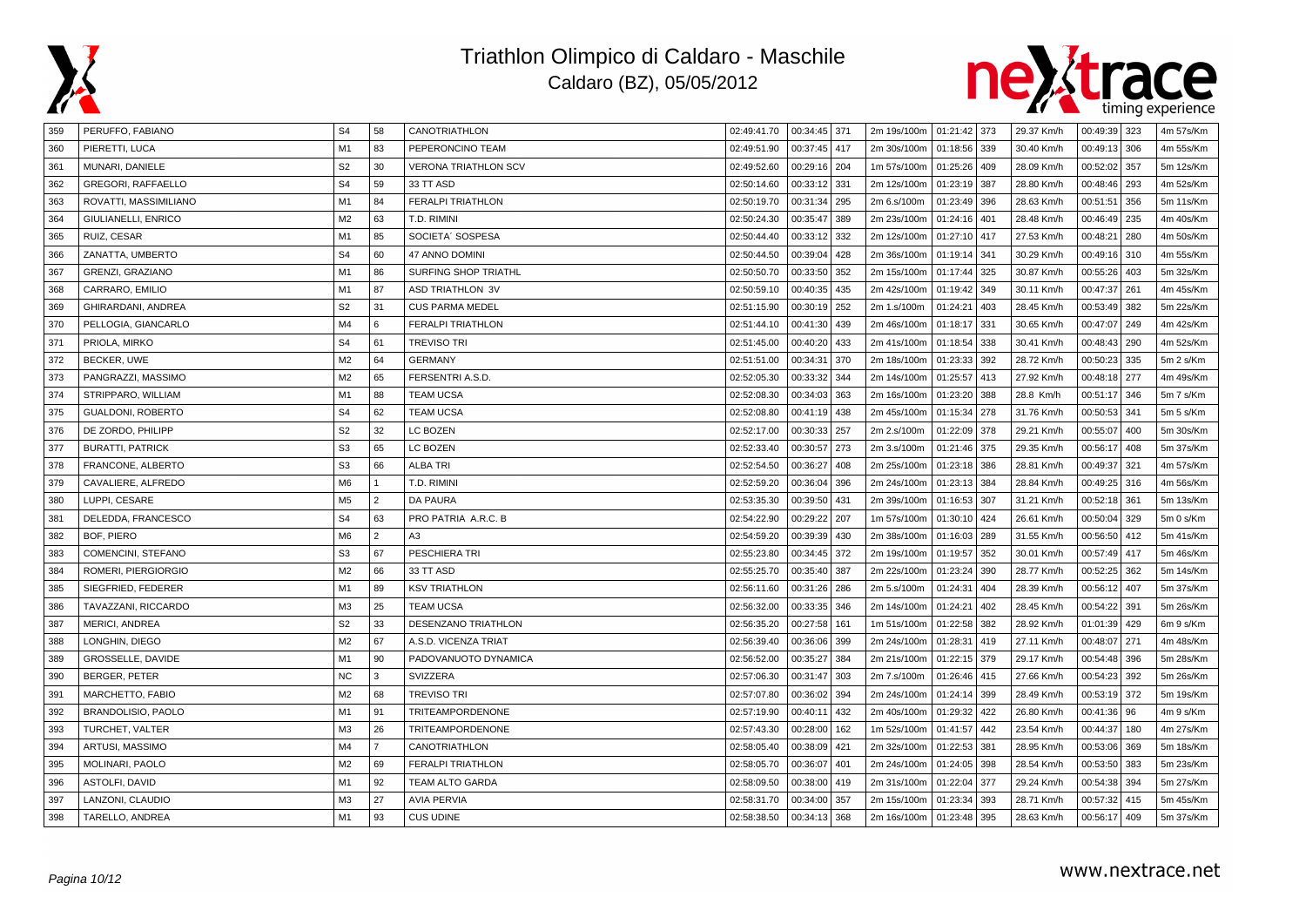# Triathlon Olimpico di Caldaro - Maschile

Caldaro (BZ), 05/05/2012

| | | | | | | | | | | | | | | | |
|---|---|---|---|---|---|---|---|---|---|---|---|---|---|---|---|
| 359 | PERUFFO, FABIANO | S4 | 58 | CANOTRIATHLON | 02:49:41.70 | 00:34:45 | 371 | 2m 19s/100m | 01:21:42 | 373 | 29.37 Km/h | 00:49:39 | 323 | 4m 57s/Km |
| 360 | PIERETTI, LUCA | M1 | 83 | PEPERONCINO TEAM | 02:49:51.90 | 00:37:45 | 417 | 2m 30s/100m | 01:18:56 | 339 | 30.40 Km/h | 00:49:13 | 306 | 4m 55s/Km |
| 361 | MUNARI, DANIELE | S2 | 30 | VERONA TRIATHLON SCV | 02:49:52.60 | 00:29:16 | 204 | 1m 57s/100m | 01:25:26 | 409 | 28.09 Km/h | 00:52:02 | 357 | 5m 12s/Km |
| 362 | GREGORI, RAFFAELLO | S4 | 59 | 33 TT ASD | 02:50:14.60 | 00:33:12 | 331 | 2m 12s/100m | 01:23:19 | 387 | 28.80 Km/h | 00:48:46 | 293 | 4m 52s/Km |
| 363 | ROVATTI, MASSIMILIANO | M1 | 84 | FERALPI TRIATHLON | 02:50:19.70 | 00:31:34 | 295 | 2m 6.s/100m | 01:23:49 | 396 | 28.63 Km/h | 00:51:51 | 356 | 5m 11s/Km |
| 364 | GIULIANELLI, ENRICO | M2 | 63 | T.D. RIMINI | 02:50:24.30 | 00:35:47 | 389 | 2m 23s/100m | 01:24:16 | 401 | 28.48 Km/h | 00:46:49 | 235 | 4m 40s/Km |
| 365 | RUIZ, CESAR | M1 | 85 | SOCIETA` SOSPESA | 02:50:44.40 | 00:33:12 | 332 | 2m 12s/100m | 01:27:10 | 417 | 27.53 Km/h | 00:48:21 | 280 | 4m 50s/Km |
| 366 | ZANATTA, UMBERTO | S4 | 60 | 47 ANNO DOMINI | 02:50:44.50 | 00:39:04 | 428 | 2m 36s/100m | 01:19:14 | 341 | 30.29 Km/h | 00:49:16 | 310 | 4m 55s/Km |
| 367 | GRENZI, GRAZIANO | M1 | 86 | SURFING SHOP TRIATHL | 02:50:50.70 | 00:33:50 | 352 | 2m 15s/100m | 01:17:44 | 325 | 30.87 Km/h | 00:55:26 | 403 | 5m 32s/Km |
| 368 | CARRARO, EMILIO | M1 | 87 | ASD TRIATHLON 3V | 02:50:59.10 | 00:40:35 | 435 | 2m 42s/100m | 01:19:42 | 349 | 30.11 Km/h | 00:47:37 | 261 | 4m 45s/Km |
| 369 | GHIRARDANI, ANDREA | S2 | 31 | CUS PARMA MEDEL | 02:51:15.90 | 00:30:19 | 252 | 2m 1.s/100m | 01:24:21 | 403 | 28.45 Km/h | 00:53:49 | 382 | 5m 22s/Km |
| 370 | PELLOGIA, GIANCARLO | M4 | 6 | FERALPI TRIATHLON | 02:51:44.10 | 00:41:30 | 439 | 2m 46s/100m | 01:18:17 | 331 | 30.65 Km/h | 00:47:07 | 249 | 4m 42s/Km |
| 371 | PRIOLA, MIRKO | S4 | 61 | TREVISO TRI | 02:51:45.00 | 00:40:20 | 433 | 2m 41s/100m | 01:18:54 | 338 | 30.41 Km/h | 00:48:43 | 290 | 4m 52s/Km |
| 372 | BECKER, UWE | M2 | 64 | GERMANY | 02:51:51.00 | 00:34:31 | 370 | 2m 18s/100m | 01:23:33 | 392 | 28.72 Km/h | 00:50:23 | 335 | 5m 2 s/Km |
| 373 | PANGRAZZI, MASSIMO | M2 | 65 | FERSENTRI A.S.D. | 02:52:05.30 | 00:33:32 | 344 | 2m 14s/100m | 01:25:57 | 413 | 27.92 Km/h | 00:48:18 | 277 | 4m 49s/Km |
| 374 | STRIPPARO, WILLIAM | M1 | 88 | TEAM UCSA | 02:52:08.30 | 00:34:03 | 363 | 2m 16s/100m | 01:23:20 | 388 | 28.8 Km/h | 00:51:17 | 346 | 5m 7 s/Km |
| 375 | GUALDONI, ROBERTO | S4 | 62 | TEAM UCSA | 02:52:08.80 | 00:41:19 | 438 | 2m 45s/100m | 01:15:34 | 278 | 31.76 Km/h | 00:50:53 | 341 | 5m 5 s/Km |
| 376 | DE ZORDO, PHILIPP | S2 | 32 | LC BOZEN | 02:52:17.00 | 00:30:33 | 257 | 2m 2.s/100m | 01:22:09 | 378 | 29.21 Km/h | 00:55:07 | 400 | 5m 30s/Km |
| 377 | BURATTI, PATRICK | S3 | 65 | LC BOZEN | 02:52:33.40 | 00:30:57 | 273 | 2m 3.s/100m | 01:21:46 | 375 | 29.35 Km/h | 00:56:17 | 408 | 5m 37s/Km |
| 378 | FRANCONE, ALBERTO | S3 | 66 | ALBA TRI | 02:52:54.50 | 00:36:27 | 408 | 2m 25s/100m | 01:23:18 | 386 | 28.81 Km/h | 00:49:37 | 321 | 4m 57s/Km |
| 379 | CAVALIERE, ALFREDO | M6 | 1 | T.D. RIMINI | 02:52:59.20 | 00:36:04 | 396 | 2m 24s/100m | 01:23:13 | 384 | 28.84 Km/h | 00:49:25 | 316 | 4m 56s/Km |
| 380 | LUPPI, CESARE | M5 | 2 | DA PAURA | 02:53:35.30 | 00:39:50 | 431 | 2m 39s/100m | 01:16:53 | 307 | 31.21 Km/h | 00:52:18 | 361 | 5m 13s/Km |
| 381 | DELEDDA, FRANCESCO | S4 | 63 | PRO PATRIA A.R.C. B | 02:54:22.90 | 00:29:22 | 207 | 1m 57s/100m | 01:30:10 | 424 | 26.61 Km/h | 00:50:04 | 329 | 5m 0 s/Km |
| 382 | BOF, PIERO | M6 | 2 | A3 | 02:54:59.20 | 00:39:39 | 430 | 2m 38s/100m | 01:16:03 | 289 | 31.55 Km/h | 00:56:50 | 412 | 5m 41s/Km |
| 383 | COMENCINI, STEFANO | S3 | 67 | PESCHIERA TRI | 02:55:23.80 | 00:34:45 | 372 | 2m 19s/100m | 01:19:57 | 352 | 30.01 Km/h | 00:57:49 | 417 | 5m 46s/Km |
| 384 | ROMERI, PIERGIORGIO | M2 | 66 | 33 TT ASD | 02:55:25.70 | 00:35:40 | 387 | 2m 22s/100m | 01:23:24 | 390 | 28.77 Km/h | 00:52:25 | 362 | 5m 14s/Km |
| 385 | SIEGFRIED, FEDERER | M1 | 89 | KSV TRIATHLON | 02:56:11.60 | 00:31:26 | 286 | 2m 5.s/100m | 01:24:31 | 404 | 28.39 Km/h | 00:56:12 | 407 | 5m 37s/Km |
| 386 | TAVAZZANI, RICCARDO | M3 | 25 | TEAM UCSA | 02:56:32.00 | 00:33:35 | 346 | 2m 14s/100m | 01:24:21 | 402 | 28.45 Km/h | 00:54:22 | 391 | 5m 26s/Km |
| 387 | MERICI, ANDREA | S2 | 33 | DESENZANO TRIATHLON | 02:56:35.20 | 00:27:58 | 161 | 1m 51s/100m | 01:22:58 | 382 | 28.92 Km/h | 01:01:39 | 429 | 6m 9 s/Km |
| 388 | LONGHIN, DIEGO | M2 | 67 | A.S.D. VICENZA TRIAT | 02:56:39.40 | 00:36:06 | 399 | 2m 24s/100m | 01:28:31 | 419 | 27.11 Km/h | 00:48:07 | 271 | 4m 48s/Km |
| 389 | GROSSELLE, DAVIDE | M1 | 90 | PADOVANUOTO DYNAMICA | 02:56:52.00 | 00:35:27 | 384 | 2m 21s/100m | 01:22:15 | 379 | 29.17 Km/h | 00:54:48 | 396 | 5m 28s/Km |
| 390 | BERGER, PETER | NC | 3 | SVIZZERA | 02:57:06.30 | 00:31:47 | 303 | 2m 7.s/100m | 01:26:46 | 415 | 27.66 Km/h | 00:54:23 | 392 | 5m 26s/Km |
| 391 | MARCHETTO, FABIO | M2 | 68 | TREVISO TRI | 02:57:07.80 | 00:36:02 | 394 | 2m 24s/100m | 01:24:14 | 399 | 28.49 Km/h | 00:53:19 | 372 | 5m 19s/Km |
| 392 | BRANDOLISIO, PAOLO | M1 | 91 | TRITEAMPORDENONE | 02:57:19.90 | 00:40:11 | 432 | 2m 40s/100m | 01:29:32 | 422 | 26.80 Km/h | 00:41:36 | 96 | 4m 9 s/Km |
| 393 | TURCHET, VALTER | M3 | 26 | TRITEAMPORDENONE | 02:57:43.30 | 00:28:00 | 162 | 1m 52s/100m | 01:41:57 | 442 | 23.54 Km/h | 00:44:37 | 180 | 4m 27s/Km |
| 394 | ARTUSI, MASSIMO | M4 | 7 | CANOTRIATHLON | 02:58:05.40 | 00:38:09 | 421 | 2m 32s/100m | 01:22:53 | 381 | 28.95 Km/h | 00:53:06 | 369 | 5m 18s/Km |
| 395 | MOLINARI, PAOLO | M2 | 69 | FERALPI TRIATHLON | 02:58:05.70 | 00:36:07 | 401 | 2m 24s/100m | 01:24:05 | 398 | 28.54 Km/h | 00:53:50 | 383 | 5m 23s/Km |
| 396 | ASTOLFI, DAVID | M1 | 92 | TEAM ALTO GARDA | 02:58:09.50 | 00:38:00 | 419 | 2m 31s/100m | 01:22:04 | 377 | 29.24 Km/h | 00:54:38 | 394 | 5m 27s/Km |
| 397 | LANZONI, CLAUDIO | M3 | 27 | AVIA PERVIA | 02:58:31.70 | 00:34:00 | 357 | 2m 15s/100m | 01:23:34 | 393 | 28.71 Km/h | 00:57:32 | 415 | 5m 45s/Km |
| 398 | TARELLO, ANDREA | M1 | 93 | CUS UDINE | 02:58:38.50 | 00:34:13 | 368 | 2m 16s/100m | 01:23:48 | 395 | 28.63 Km/h | 00:56:17 | 409 | 5m 37s/Km |

www.nextrace.net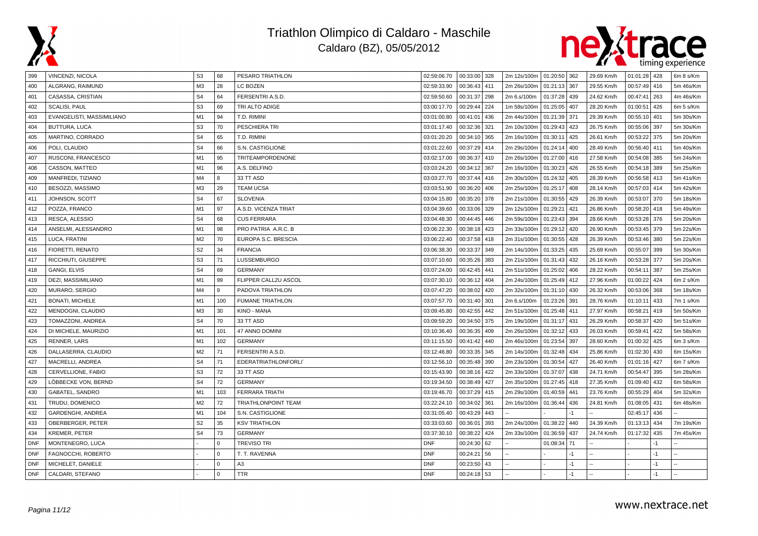# Triathlon Olimpico di Caldaro - Maschile

Caldaro (BZ), 05/05/2012

| | | | | | | | | | | | | | | | |
|---|---|---|---|---|---|---|---|---|---|---|---|---|---|---|---|
| 399 | VINCENZI, NICOLA | S3 | 68 | PESARO TRIATHLON | 02:59:06.70 | 00:33:00 | 328 | 2m 12s/100m | 01:20:50 | 362 | 29.69 Km/h | 01:01:28 | 428 | 6m 8 s/Km |
| 400 | ALGRANG, RAIMUND | M3 | 28 | LC BOZEN | 02:59:33.90 | 00:36:43 | 411 | 2m 26s/100m | 01:21:13 | 367 | 29.55 Km/h | 00:57:49 | 416 | 5m 46s/Km |
| 401 | CASASSA, CRISTIAN | S4 | 64 | FERSENTRI A.S.D. | 02:59:50.60 | 00:31:37 | 298 | 2m 6.s/100m | 01:37:28 | 439 | 24.62 Km/h | 00:47:41 | 263 | 4m 46s/Km |
| 402 | SCALISI, PAUL | S3 | 69 | TRI ALTO ADIGE | 03:00:17.70 | 00:29:44 | 224 | 1m 58s/100m | 01:25:05 | 407 | 28.20 Km/h | 01:00:51 | 426 | 6m 5 s/Km |
| 403 | EVANGELISTI, MASSIMILIANO | M1 | 94 | T.D. RIMINI | 03:01:00.80 | 00:41:01 | 436 | 2m 44s/100m | 01:21:39 | 371 | 29.39 Km/h | 00:55:10 | 401 | 5m 30s/Km |
| 404 | BUTTURA, LUCA | S3 | 70 | PESCHIERA TRI | 03:01:17.40 | 00:32:36 | 321 | 2m 10s/100m | 01:29:43 | 423 | 26.75 Km/h | 00:55:06 | 397 | 5m 30s/Km |
| 405 | MARTINO, CORRADO | S4 | 65 | T.D. RIMINI | 03:01:20.20 | 00:34:10 | 365 | 2m 16s/100m | 01:30:11 | 425 | 26.61 Km/h | 00:53:22 | 375 | 5m 20s/Km |
| 406 | POLI, CLAUDIO | S4 | 66 | S.N. CASTIGLIONE | 03:01:22.60 | 00:37:29 | 414 | 2m 29s/100m | 01:24:14 | 400 | 28.49 Km/h | 00:56:40 | 411 | 5m 40s/Km |
| 407 | RUSCONI, FRANCESCO | M1 | 95 | TRITEAMPORDENONE | 03:02:17.00 | 00:36:37 | 410 | 2m 26s/100m | 01:27:00 | 416 | 27.58 Km/h | 00:54:08 | 385 | 5m 24s/Km |
| 408 | CASSON, MATTEO | M1 | 96 | A.S. DELFINO | 03:03:24.20 | 00:34:12 | 367 | 2m 16s/100m | 01:30:23 | 426 | 26.55 Km/h | 00:54:18 | 389 | 5m 25s/Km |
| 409 | MANFREDI, TIZIANO | M4 | 8 | 33 TT ASD | 03:03:27.70 | 00:37:44 | 416 | 2m 30s/100m | 01:24:32 | 405 | 28.39 Km/h | 00:56:58 | 413 | 5m 41s/Km |
| 410 | BESOZZI, MASSIMO | M3 | 29 | TEAM UCSA | 03:03:51.90 | 00:36:20 | 406 | 2m 25s/100m | 01:25:17 | 408 | 28.14 Km/h | 00:57:03 | 414 | 5m 42s/Km |
| 411 | JOHNSON, SCOTT | S4 | 67 | SLOVENIA | 03:04:15.80 | 00:35:20 | 378 | 2m 21s/100m | 01:30:55 | 429 | 26.39 Km/h | 00:53:07 | 370 | 5m 18s/Km |
| 412 | POZZA, FRANCO | M1 | 97 | A.S.D. VICENZA TRIAT | 03:04:39.60 | 00:33:06 | 329 | 2m 12s/100m | 01:29:21 | 421 | 26.86 Km/h | 00:58:20 | 418 | 5m 49s/Km |
| 413 | RESCA, ALESSIO | S4 | 68 | CUS FERRARA | 03:04:48.30 | 00:44:45 | 446 | 2m 59s/100m | 01:23:43 | 394 | 28.66 Km/h | 00:53:28 | 376 | 5m 20s/Km |
| 414 | ANSELMI, ALESSANDRO | M1 | 98 | PRO PATRIA A.R.C. B | 03:06:22.30 | 00:38:18 | 423 | 2m 33s/100m | 01:29:12 | 420 | 26.90 Km/h | 00:53:45 | 379 | 5m 22s/Km |
| 415 | LUCA, FRATINI | M2 | 70 | EUROPA S.C. BRESCIA | 03:06:22.40 | 00:37:58 | 418 | 2m 31s/100m | 01:30:55 | 428 | 26.39 Km/h | 00:53:46 | 380 | 5m 22s/Km |
| 416 | FIORETTI, RENATO | S2 | 34 | FRANCIA | 03:06:38.30 | 00:33:37 | 349 | 2m 14s/100m | 01:33:25 | 435 | 25.69 Km/h | 00:55:07 | 399 | 5m 30s/Km |
| 417 | RICCHIUTI, GIUSEPPE | S3 | 71 | LUSSEMBURGO | 03:07:10.60 | 00:35:26 | 383 | 2m 21s/100m | 01:31:43 | 432 | 26.16 Km/h | 00:53:28 | 377 | 5m 20s/Km |
| 418 | GANGI, ELVIS | S4 | 69 | GERMANY | 03:07:24.00 | 00:42:45 | 441 | 2m 51s/100m | 01:25:02 | 406 | 28.22 Km/h | 00:54:11 | 387 | 5m 25s/Km |
| 419 | DEZI, MASSIMILIANO | M1 | 99 | FLIPPER CALL2U ASCOL | 03:07:30.10 | 00:36:12 | 404 | 2m 24s/100m | 01:25:49 | 412 | 27.96 Km/h | 01:00:22 | 424 | 6m 2 s/Km |
| 420 | MURARO, SERGIO | M4 | 9 | PADOVA TRIATHLON | 03:07:47.20 | 00:38:02 | 420 | 2m 32s/100m | 01:31:10 | 430 | 26.32 Km/h | 00:53:06 | 368 | 5m 18s/Km |
| 421 | BONATI, MICHELE | M1 | 100 | FUMANE TRIATHLON | 03:07:57.70 | 00:31:40 | 301 | 2m 6.s/100m | 01:23:26 | 391 | 28.76 Km/h | 01:10:11 | 433 | 7m 1 s/Km |
| 422 | MENDOGNI, CLAUDIO | M3 | 30 | KINO - MANA | 03:09:45.80 | 00:42:55 | 442 | 2m 51s/100m | 01:25:48 | 411 | 27.97 Km/h | 00:58:21 | 419 | 5m 50s/Km |
| 423 | TOMAZZONI, ANDREA | S4 | 70 | 33 TT ASD | 03:09:59.20 | 00:34:50 | 375 | 2m 19s/100m | 01:31:17 | 431 | 26.29 Km/h | 00:58:37 | 420 | 5m 51s/Km |
| 424 | DI MICHELE, MAURIZIO | M1 | 101 | 47 ANNO DOMINI | 03:10:36.40 | 00:36:35 | 409 | 2m 26s/100m | 01:32:12 | 433 | 26.03 Km/h | 00:59:41 | 422 | 5m 58s/Km |
| 425 | RENNER, LARS | M1 | 102 | GERMANY | 03:11:15.50 | 00:41:42 | 440 | 2m 46s/100m | 01:23:54 | 397 | 28.60 Km/h | 01:00:32 | 425 | 6m 3 s/Km |
| 426 | DALLASERRA, CLAUDIO | M2 | 71 | FERSENTRI A.S.D. | 03:12:46.80 | 00:33:35 | 345 | 2m 14s/100m | 01:32:48 | 434 | 25.86 Km/h | 01:02:30 | 430 | 6m 15s/Km |
| 427 | MACRELLI, ANDREA | S4 | 71 | EDERATRIATHLONFORLI´ | 03:12:56.10 | 00:35:48 | 390 | 2m 23s/100m | 01:30:54 | 427 | 26.40 Km/h | 01:01:16 | 427 | 6m 7 s/Km |
| 428 | CERVELLIONE, FABIO | S3 | 72 | 33 TT ASD | 03:15:43.90 | 00:38:16 | 422 | 2m 33s/100m | 01:37:07 | 438 | 24.71 Km/h | 00:54:47 | 395 | 5m 28s/Km |
| 429 | LÖBBECKE VON, BERND | S4 | 72 | GERMANY | 03:19:34.50 | 00:38:49 | 427 | 2m 35s/100m | 01:27:45 | 418 | 27.35 Km/h | 01:09:40 | 432 | 6m 58s/Km |
| 430 | GABATEL, SANDRO | M1 | 103 | FERRARA TRIATH | 03:19:46.70 | 00:37:29 | 415 | 2m 29s/100m | 01:40:59 | 441 | 23.76 Km/h | 00:55:29 | 404 | 5m 32s/Km |
| 431 | TRUDU, DOMENICO | M2 | 72 | TRIATHLONPOINT TEAM | 03:22:24.10 | 00:34:02 | 361 | 2m 16s/100m | 01:36:44 | 436 | 24.81 Km/h | 01:08:05 | 431 | 6m 48s/Km |
| 432 | GARDENGHI, ANDREA | M1 | 104 | S.N. CASTIGLIONE | 03:31:05.40 | 00:43:29 | 443 | -- | | -1 | -- | 02:45:17 | 436 | -- |
| 433 | OBERBERGER, PETER | S2 | 35 | KSV TRIATHLON | 03:33:03.60 | 00:36:01 | 393 | 2m 24s/100m | 01:38:22 | 440 | 24.39 Km/h | 01:13:13 | 434 | 7m 19s/Km |
| 434 | KREMER, PETER | S4 | 73 | GERMANY | 03:37:30.10 | 00:38:22 | 424 | 2m 33s/100m | 01:36:59 | 437 | 24.74 Km/h | 01:17:32 | 435 | 7m 45s/Km |
| DNF | MONTENEGRO, LUCA | - | 0 | TREVISO TRI | DNF | 00:24:30 | 62 | -- | 01:08:34 | 71 | -- | - | -1 | -- |
| DNF | FAGNOCCHI, ROBERTO | - | 0 | T. T. RAVENNA | DNF | 00:24:21 | 56 | -- | - | -1 | -- | - | -1 | -- |
| DNF | MICHELET, DANIELE | - | 0 | A3 | DNF | 00:23:50 | 43 | -- | - | -1 | -- | - | -1 | -- |
| DNF | CALDARI, STEFANO | - | 0 | TTR | DNF | 00:24:18 | 53 | -- | - | -1 | -- | - | -1 | -- |

www.nextrace.net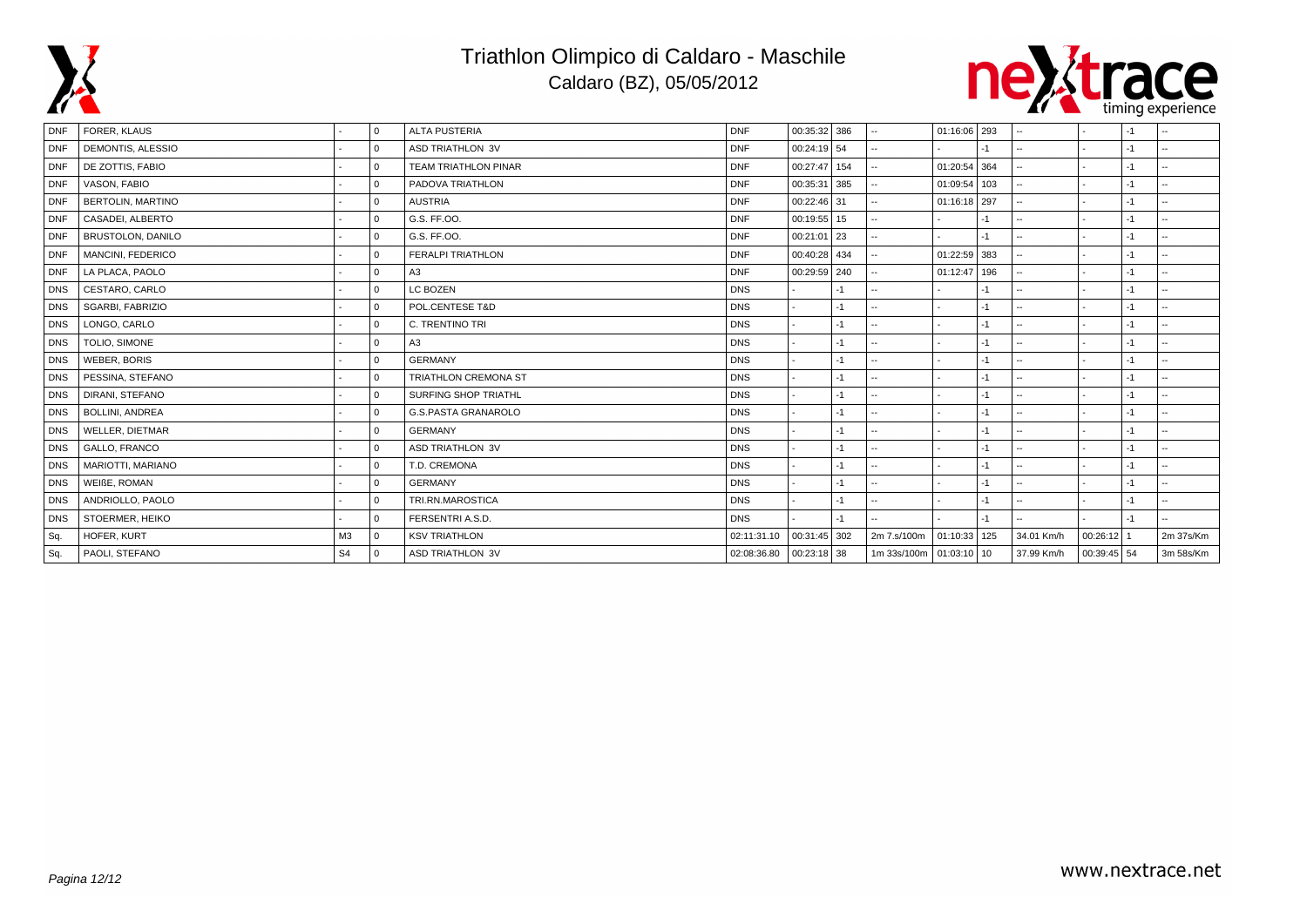# Triathlon Olimpico di Caldaro - Maschile

Caldaro (BZ), 05/05/2012

| | | | | | | | | | | | | | | | |
|---|---|---|---|---|---|---|---|---|---|---|---|---|---|---|---|
| DNF | FORER, KLAUS | - | 0 | ALTA PUSTERIA | DNF | 00:35:32 | 386 | -- | 01:16:06 | 293 | -- | - | -1 | -- |
| DNF | DEMONTIS, ALESSIO | - | 0 | ASD TRIATHLON 3V | DNF | 00:24:19 | 54 | -- | - | -1 | -- | - | -1 | -- |
| DNF | DE ZOTTIS, FABIO | - | 0 | TEAM TRIATHLON PINAR | DNF | 00:27:47 | 154 | -- | 01:20:54 | 364 | -- | - | -1 | -- |
| DNF | VASON, FABIO | - | 0 | PADOVA TRIATHLON | DNF | 00:35:31 | 385 | -- | 01:09:54 | 103 | -- | - | -1 | -- |
| DNF | BERTOLIN, MARTINO | - | 0 | AUSTRIA | DNF | 00:22:46 | 31 | -- | 01:16:18 | 297 | -- | - | -1 | -- |
| DNF | CASADEI, ALBERTO | - | 0 | G.S. FF.OO. | DNF | 00:19:55 | 15 | -- | - | -1 | -- | - | -1 | -- |
| DNF | BRUSTOLON, DANILO | - | 0 | G.S. FF.OO. | DNF | 00:21:01 | 23 | -- | - | -1 | -- | - | -1 | -- |
| DNF | MANCINI, FEDERICO | - | 0 | FERALPI TRIATHLON | DNF | 00:40:28 | 434 | -- | 01:22:59 | 383 | -- | - | -1 | -- |
| DNF | LA PLACA, PAOLO | - | 0 | A3 | DNF | 00:29:59 | 240 | -- | 01:12:47 | 196 | -- | - | -1 | -- |
| DNS | CESTARO, CARLO | - | 0 | LC BOZEN | DNS | - | -1 | -- | - | -1 | -- | - | -1 | -- |
| DNS | SGARBI, FABRIZIO | - | 0 | POL.CENTESE T&D | DNS | - | -1 | -- | - | -1 | -- | - | -1 | -- |
| DNS | LONGO, CARLO | - | 0 | C. TRENTINO TRI | DNS | - | -1 | -- | - | -1 | -- | - | -1 | -- |
| DNS | TOLIO, SIMONE | - | 0 | A3 | DNS | - | -1 | -- | - | -1 | -- | - | -1 | -- |
| DNS | WEBER, BORIS | - | 0 | GERMANY | DNS | - | -1 | -- | - | -1 | -- | - | -1 | -- |
| DNS | PESSINA, STEFANO | - | 0 | TRIATHLON CREMONA ST | DNS | - | -1 | -- | - | -1 | -- | - | -1 | -- |
| DNS | DIRANI, STEFANO | - | 0 | SURFING SHOP TRIATHL | DNS | - | -1 | -- | - | -1 | -- | - | -1 | -- |
| DNS | BOLLINI, ANDREA | - | 0 | G.S.PASTA GRANAROLO | DNS | - | -1 | -- | - | -1 | -- | - | -1 | -- |
| DNS | WELLER, DIETMAR | - | 0 | GERMANY | DNS | - | -1 | -- | - | -1 | -- | - | -1 | -- |
| DNS | GALLO, FRANCO | - | 0 | ASD TRIATHLON 3V | DNS | - | -1 | -- | - | -1 | -- | - | -1 | -- |
| DNS | MARIOTTI, MARIANO | - | 0 | T.D. CREMONA | DNS | - | -1 | -- | - | -1 | -- | - | -1 | -- |
| DNS | WEIßE, ROMAN | - | 0 | GERMANY | DNS | - | -1 | -- | - | -1 | -- | - | -1 | -- |
| DNS | ANDRIOLLO, PAOLO | - | 0 | TRI.RN.MAROSTICA | DNS | - | -1 | -- | - | -1 | -- | - | -1 | -- |
| DNS | STOERMER, HEIKO | - | 0 | FERSENTRI A.S.D. | DNS | - | -1 | -- | - | -1 | -- | - | -1 | -- |
| Sq. | HOFER, KURT | M3 | 0 | KSV TRIATHLON | 02:11:31.10 | 00:31:45 | 302 | 2m 7.s/100m | 01:10:33 | 125 | 34.01 Km/h | 00:26:12 | 1 | 2m 37s/Km |
| Sq. | PAOLI, STEFANO | S4 | 0 | ASD TRIATHLON 3V | 02:08:36.80 | 00:23:18 | 38 | 1m 33s/100m | 01:03:10 | 10 | 37.99 Km/h | 00:39:45 | 54 | 3m 58s/Km |

www.nextrace.net